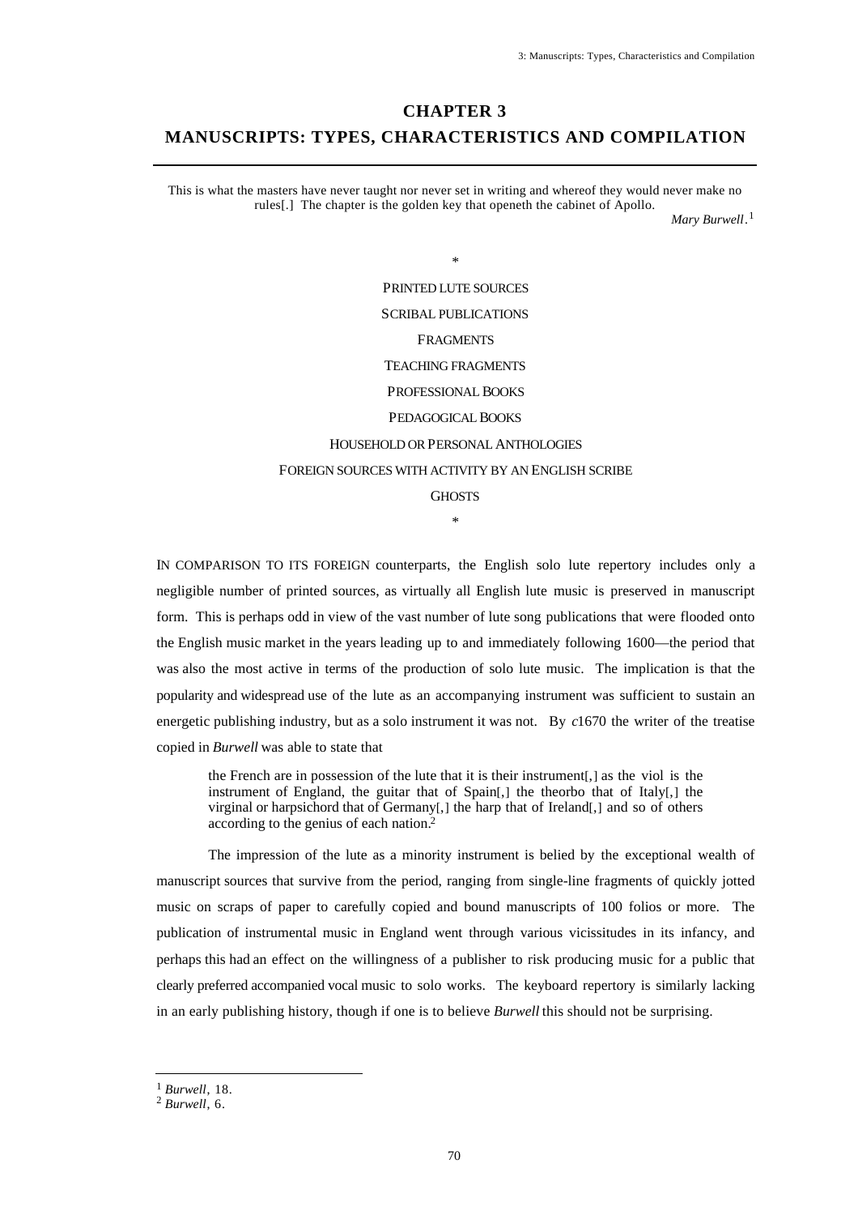# CHAPTER 3
# MANUSCRIPTS: TYPES, CHARACTERISTICS AND COMPILATION

> This is what the masters have never taught nor never set in writing and whereof they would never make no rules[.] The chapter is the golden key that openeth the cabinet of Apollo.
>
> *Mary Burwell*.[1]

*

PRINTED LUTE SOURCES

SCRIBAL PUBLICATIONS

FRAGMENTS

TEACHING FRAGMENTS

PROFESSIONAL BOOKS

PEDAGOGICAL BOOKS

HOUSEHOLD OR PERSONAL ANTHOLOGIES

FOREIGN SOURCES WITH ACTIVITY BY AN ENGLISH SCRIBE

GHOSTS

*

IN COMPARISON TO ITS FOREIGN counterparts, the English solo lute repertory includes only a negligible number of printed sources, as virtually all English lute music is preserved in manuscript form. This is perhaps odd in view of the vast number of lute song publications that were flooded onto the English music market in the years leading up to and immediately following 1600—the period that was also the most active in terms of the production of solo lute music. The implication is that the popularity and widespread use of the lute as an accompanying instrument was sufficient to sustain an energetic publishing industry, but as a solo instrument it was not. By *c*1670 the writer of the treatise copied in *Burwell* was able to state that

> the French are in possession of the lute that it is their instrument[,] as the viol is the instrument of England, the guitar that of Spain[,] the theorbo that of Italy[,] the virginal or harpsichord that of Germany[,] the harp that of Ireland[,] and so of others according to the genius of each nation.[2]

The impression of the lute as a minority instrument is belied by the exceptional wealth of manuscript sources that survive from the period, ranging from single-line fragments of quickly jotted music on scraps of paper to carefully copied and bound manuscripts of 100 folios or more. The publication of instrumental music in England went through various vicissitudes in its infancy, and perhaps this had an effect on the willingness of a publisher to risk producing music for a public that clearly preferred accompanied vocal music to solo works. The keyboard repertory is similarly lacking in an early publishing history, though if one is to believe *Burwell* this should not be surprising.

---

[1] *Burwell*, 18.

[2] *Burwell*, 6.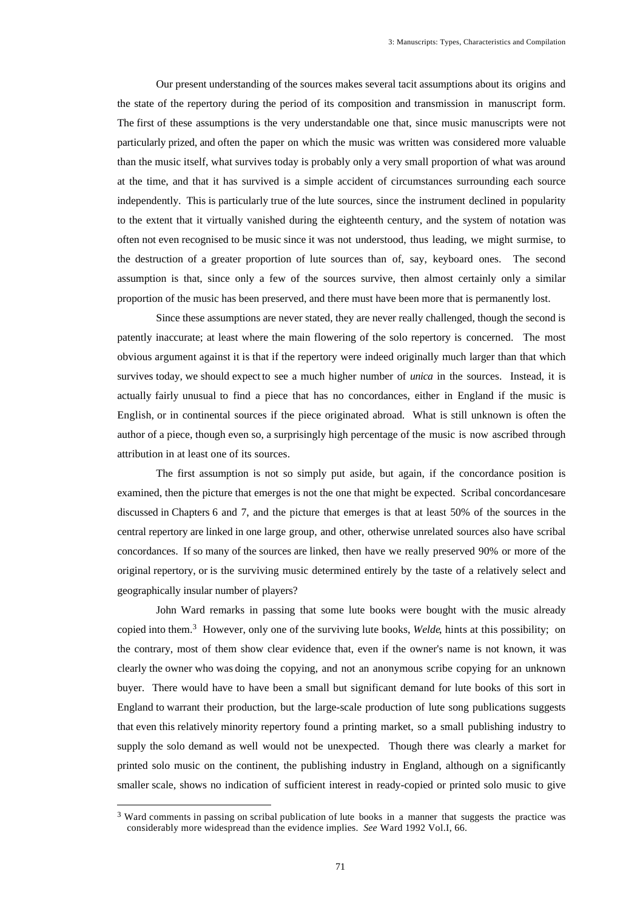Our present understanding of the sources makes several tacit assumptions about its origins and the state of the repertory during the period of its composition and transmission in manuscript form. The first of these assumptions is the very understandable one that, since music manuscripts were not particularly prized, and often the paper on which the music was written was considered more valuable than the music itself, what survives today is probably only a very small proportion of what was around at the time, and that it has survived is a simple accident of circumstances surrounding each source independently. This is particularly true of the lute sources, since the instrument declined in popularity to the extent that it virtually vanished during the eighteenth century, and the system of notation was often not even recognised to be music since it was not understood, thus leading, we might surmise, to the destruction of a greater proportion of lute sources than of, say, keyboard ones. The second assumption is that, since only a few of the sources survive, then almost certainly only a similar proportion of the music has been preserved, and there must have been more that is permanently lost.

Since these assumptions are never stated, they are never really challenged, though the second is patently inaccurate; at least where the main flowering of the solo repertory is concerned. The most obvious argument against it is that if the repertory were indeed originally much larger than that which survives today, we should expect to see a much higher number of *unica* in the sources. Instead, it is actually fairly unusual to find a piece that has no concordances, either in England if the music is English, or in continental sources if the piece originated abroad. What is still unknown is often the author of a piece, though even so, a surprisingly high percentage of the music is now ascribed through attribution in at least one of its sources.

The first assumption is not so simply put aside, but again, if the concordance position is examined, then the picture that emerges is not the one that might be expected. Scribal concordances are discussed in Chapters 6 and 7, and the picture that emerges is that at least 50% of the sources in the central repertory are linked in one large group, and other, otherwise unrelated sources also have scribal concordances. If so many of the sources are linked, then have we really preserved 90% or more of the original repertory, or is the surviving music determined entirely by the taste of a relatively select and geographically insular number of players?

John Ward remarks in passing that some lute books were bought with the music already copied into them.[3] However, only one of the surviving lute books, *Welde*, hints at this possibility; on the contrary, most of them show clear evidence that, even if the owner's name is not known, it was clearly the owner who was doing the copying, and not an anonymous scribe copying for an unknown buyer. There would have to have been a small but significant demand for lute books of this sort in England to warrant their production, but the large-scale production of lute song publications suggests that even this relatively minority repertory found a printing market, so a small publishing industry to supply the solo demand as well would not be unexpected. Though there was clearly a market for printed solo music on the continent, the publishing industry in England, although on a significantly smaller scale, shows no indication of sufficient interest in ready-copied or printed solo music to give

---

[3] Ward comments in passing on scribal publication of lute books in a manner that suggests the practice was considerably more widespread than the evidence implies. *See* Ward 1992 Vol.I, 66.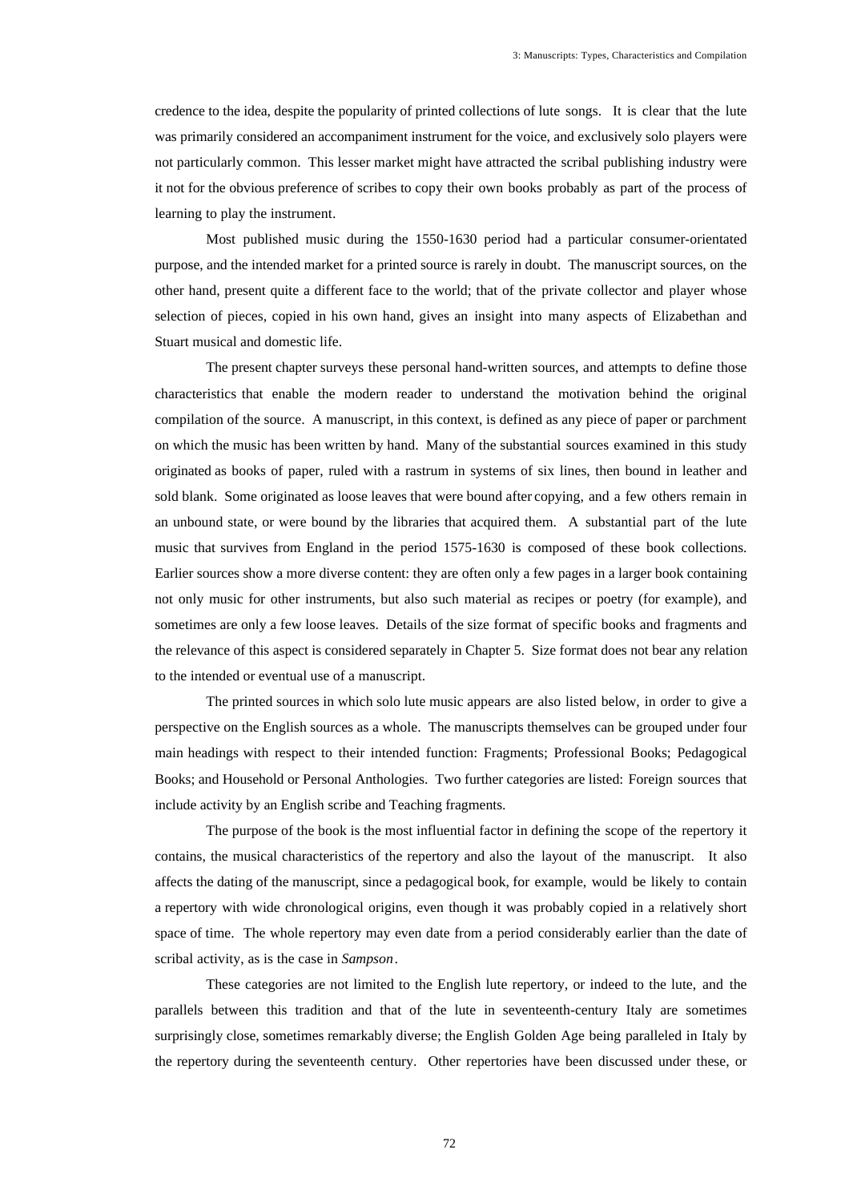credence to the idea, despite the popularity of printed collections of lute songs. It is clear that the lute was primarily considered an accompaniment instrument for the voice, and exclusively solo players were not particularly common. This lesser market might have attracted the scribal publishing industry were it not for the obvious preference of scribes to copy their own books probably as part of the process of learning to play the instrument.

Most published music during the 1550-1630 period had a particular consumer-orientated purpose, and the intended market for a printed source is rarely in doubt. The manuscript sources, on the other hand, present quite a different face to the world; that of the private collector and player whose selection of pieces, copied in his own hand, gives an insight into many aspects of Elizabethan and Stuart musical and domestic life.

The present chapter surveys these personal hand-written sources, and attempts to define those characteristics that enable the modern reader to understand the motivation behind the original compilation of the source. A manuscript, in this context, is defined as any piece of paper or parchment on which the music has been written by hand. Many of the substantial sources examined in this study originated as books of paper, ruled with a rastrum in systems of six lines, then bound in leather and sold blank. Some originated as loose leaves that were bound after copying, and a few others remain in an unbound state, or were bound by the libraries that acquired them. A substantial part of the lute music that survives from England in the period 1575-1630 is composed of these book collections. Earlier sources show a more diverse content: they are often only a few pages in a larger book containing not only music for other instruments, but also such material as recipes or poetry (for example), and sometimes are only a few loose leaves. Details of the size format of specific books and fragments and the relevance of this aspect is considered separately in Chapter 5. Size format does not bear any relation to the intended or eventual use of a manuscript.

The printed sources in which solo lute music appears are also listed below, in order to give a perspective on the English sources as a whole. The manuscripts themselves can be grouped under four main headings with respect to their intended function: Fragments; Professional Books; Pedagogical Books; and Household or Personal Anthologies. Two further categories are listed: Foreign sources that include activity by an English scribe and Teaching fragments.

The purpose of the book is the most influential factor in defining the scope of the repertory it contains, the musical characteristics of the repertory and also the layout of the manuscript. It also affects the dating of the manuscript, since a pedagogical book, for example, would be likely to contain a repertory with wide chronological origins, even though it was probably copied in a relatively short space of time. The whole repertory may even date from a period considerably earlier than the date of scribal activity, as is the case in *Sampson*.

These categories are not limited to the English lute repertory, or indeed to the lute, and the parallels between this tradition and that of the lute in seventeenth-century Italy are sometimes surprisingly close, sometimes remarkably diverse; the English Golden Age being paralleled in Italy by the repertory during the seventeenth century. Other repertories have been discussed under these, or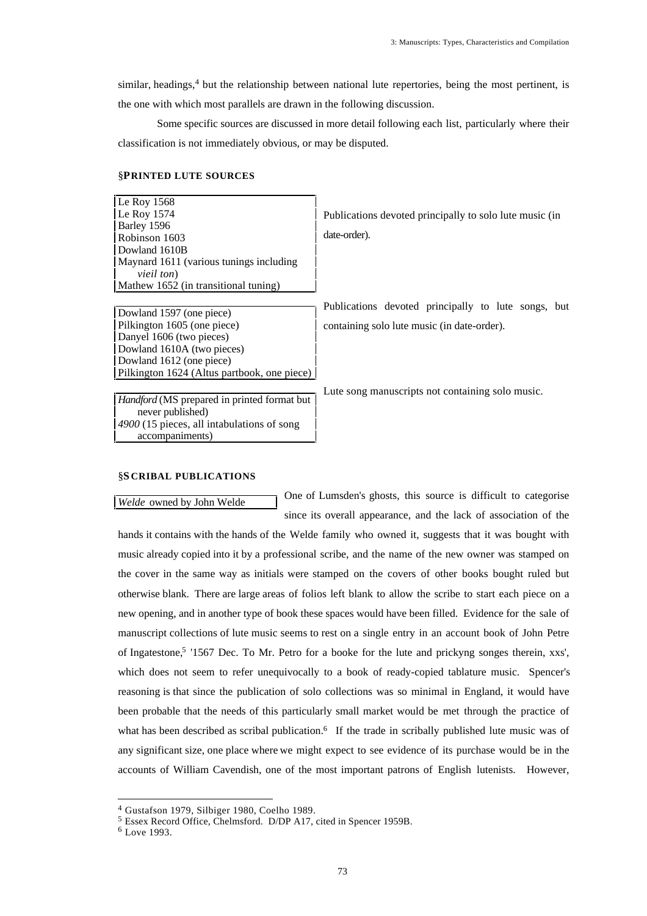similar, headings,[4] but the relationship between national lute repertories, being the most pertinent, is the one with which most parallels are drawn in the following discussion.

Some specific sources are discussed in more detail following each list, particularly where their classification is not immediately obvious, or may be disputed.

### §PRINTED LUTE SOURCES

| Sources | Description |
|---|---|
| Le Roy 1568<br>Le Roy 1574<br>Barley 1596<br>Robinson 1603<br>Dowland 1610B<br>Maynard 1611 (various tunings including *vieil ton*)<br>Mathew 1652 (in transitional tuning) | Publications devoted principally to solo lute music (in date-order). |
| Dowland 1597 (one piece)<br>Pilkington 1605 (one piece)<br>Danyel 1606 (two pieces)<br>Dowland 1610A (two pieces)<br>Dowland 1612 (one piece)<br>Pilkington 1624 (Altus partbook, one piece) | Publications devoted principally to lute songs, but containing solo lute music (in date-order). |
| *Handford* (MS prepared in printed format but never published)<br>*4900* (15 pieces, all intabulations of song accompaniments) | Lute song manuscripts not containing solo music. |

### §SCRIBAL PUBLICATIONS

| Source |
|---|
| *Welde* owned by John Welde |

One of Lumsden's ghosts, this source is difficult to categorise since its overall appearance, and the lack of association of the hands it contains with the hands of the Welde family who owned it, suggests that it was bought with music already copied into it by a professional scribe, and the name of the new owner was stamped on the cover in the same way as initials were stamped on the covers of other books bought ruled but otherwise blank. There are large areas of folios left blank to allow the scribe to start each piece on a new opening, and in another type of book these spaces would have been filled. Evidence for the sale of manuscript collections of lute music seems to rest on a single entry in an account book of John Petre of Ingatestone,[5] '1567 Dec. To Mr. Petro for a booke for the lute and prickyng songes therein, xxs', which does not seem to refer unequivocally to a book of ready-copied tablature music. Spencer's reasoning is that since the publication of solo collections was so minimal in England, it would have been probable that the needs of this particularly small market would be met through the practice of what has been described as scribal publication.[6] If the trade in scribally published lute music was of any significant size, one place where we might expect to see evidence of its purchase would be in the accounts of William Cavendish, one of the most important patrons of English lutenists. However,

---

[4] Gustafson 1979, Silbiger 1980, Coelho 1989.

[5] Essex Record Office, Chelmsford. D/DP A17, cited in Spencer 1959B.

[6] Love 1993.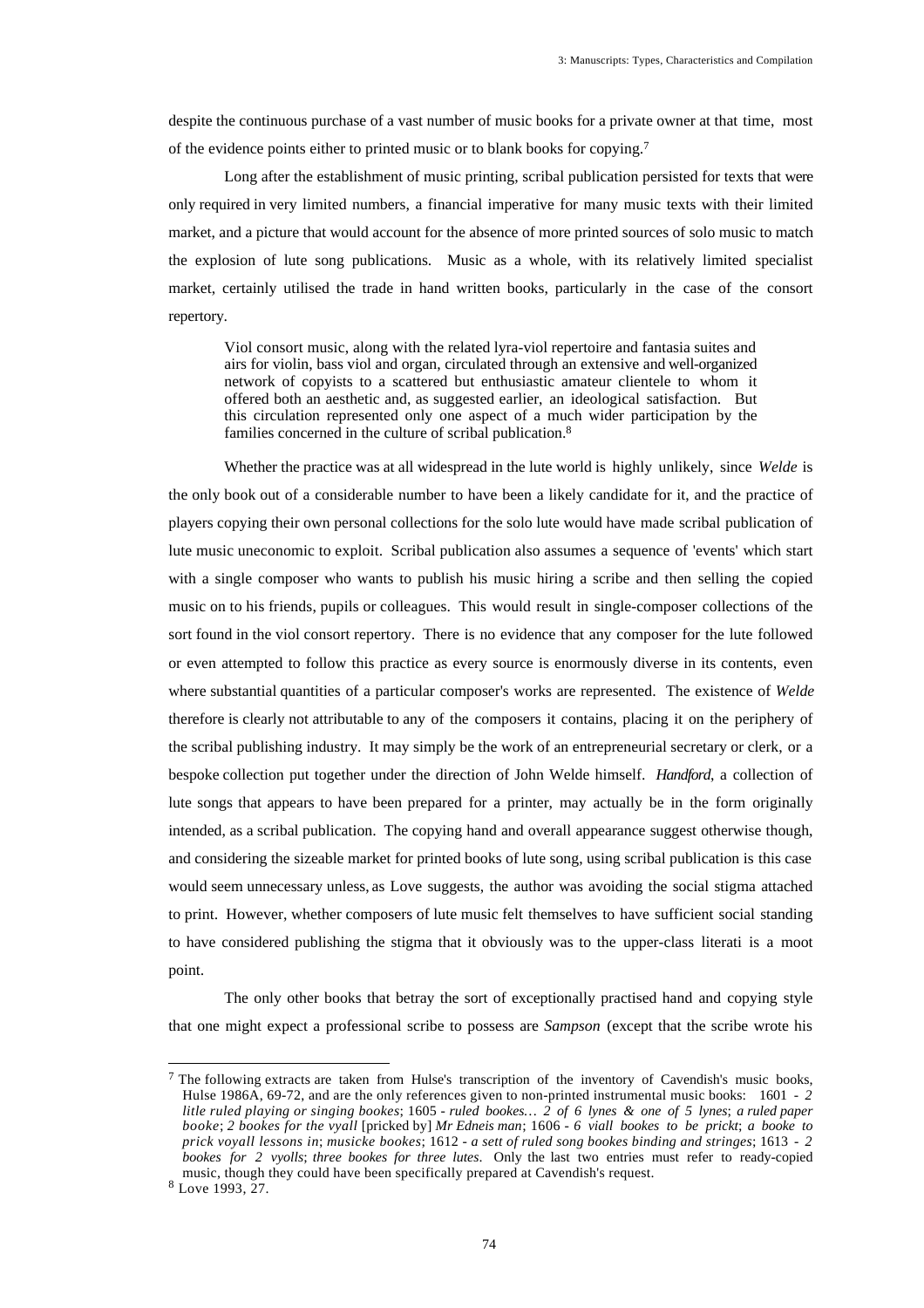despite the continuous purchase of a vast number of music books for a private owner at that time, most of the evidence points either to printed music or to blank books for copying.[7]

Long after the establishment of music printing, scribal publication persisted for texts that were only required in very limited numbers, a financial imperative for many music texts with their limited market, and a picture that would account for the absence of more printed sources of solo music to match the explosion of lute song publications. Music as a whole, with its relatively limited specialist market, certainly utilised the trade in hand written books, particularly in the case of the consort repertory.

> Viol consort music, along with the related lyra-viol repertoire and fantasia suites and airs for violin, bass viol and organ, circulated through an extensive and well-organized network of copyists to a scattered but enthusiastic amateur clientele to whom it offered both an aesthetic and, as suggested earlier, an ideological satisfaction. But this circulation represented only one aspect of a much wider participation by the families concerned in the culture of scribal publication.[8]

Whether the practice was at all widespread in the lute world is highly unlikely, since *Welde* is the only book out of a considerable number to have been a likely candidate for it, and the practice of players copying their own personal collections for the solo lute would have made scribal publication of lute music uneconomic to exploit. Scribal publication also assumes a sequence of 'events' which start with a single composer who wants to publish his music hiring a scribe and then selling the copied music on to his friends, pupils or colleagues. This would result in single-composer collections of the sort found in the viol consort repertory. There is no evidence that any composer for the lute followed or even attempted to follow this practice as every source is enormously diverse in its contents, even where substantial quantities of a particular composer's works are represented. The existence of *Welde* therefore is clearly not attributable to any of the composers it contains, placing it on the periphery of the scribal publishing industry. It may simply be the work of an entrepreneurial secretary or clerk, or a bespoke collection put together under the direction of John Welde himself. *Handford*, a collection of lute songs that appears to have been prepared for a printer, may actually be in the form originally intended, as a scribal publication. The copying hand and overall appearance suggest otherwise though, and considering the sizeable market for printed books of lute song, using scribal publication is this case would seem unnecessary unless, as Love suggests, the author was avoiding the social stigma attached to print. However, whether composers of lute music felt themselves to have sufficient social standing to have considered publishing the stigma that it obviously was to the upper-class literati is a moot point.

The only other books that betray the sort of exceptionally practised hand and copying style that one might expect a professional scribe to possess are *Sampson* (except that the scribe wrote his

---

[7] The following extracts are taken from Hulse's transcription of the inventory of Cavendish's music books, Hulse 1986A, 69-72, and are the only references given to non-printed instrumental music books: 1601 - *2 litle ruled playing or singing bookes*; 1605 - *ruled bookes… 2 of 6 lynes & one of 5 lynes*; *a ruled paper booke*; *2 bookes for the vyall* [pricked by] *Mr Edneis man*; 1606 - *6 viall bookes to be prickt*; *a booke to prick voyall lessons in*; *musicke bookes*; 1612 - *a sett of ruled song bookes binding and stringes*; 1613 - *2 bookes for 2 vyolls*; *three bookes for three lutes*. Only the last two entries must refer to ready-copied music, though they could have been specifically prepared at Cavendish's request.

[8] Love 1993, 27.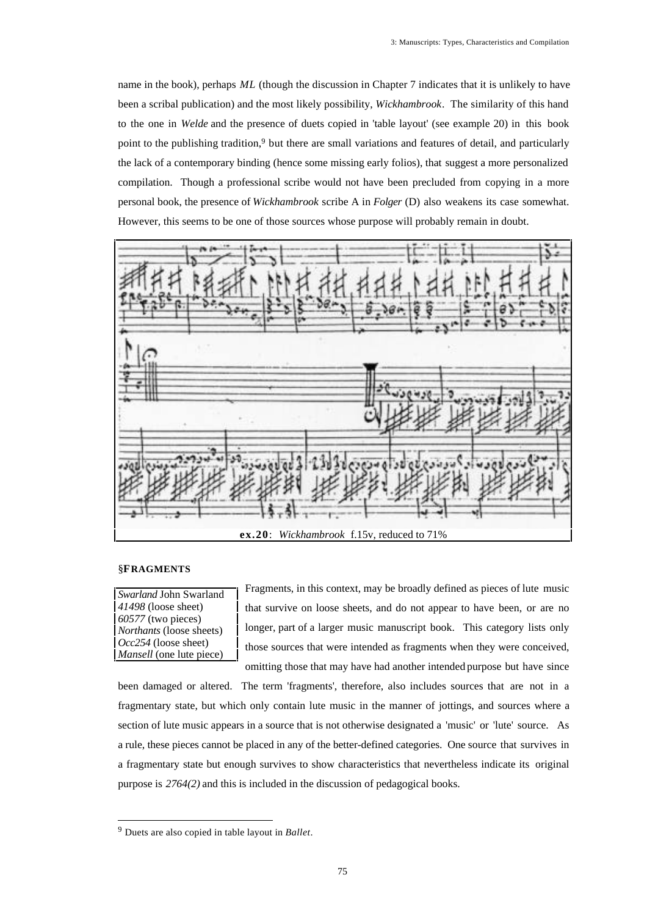name in the book), perhaps *ML* (though the discussion in Chapter 7 indicates that it is unlikely to have been a scribal publication) and the most likely possibility, *Wickhambrook*. The similarity of this hand to the one in *Welde* and the presence of duets copied in 'table layout' (see example 20) in this book point to the publishing tradition,[9] but there are small variations and features of detail, and particularly the lack of a contemporary binding (hence some missing early folios), that suggest a more personalized compilation. Though a professional scribe would not have been precluded from copying in a more personal book, the presence of *Wickhambrook* scribe A in *Folger* (D) also weakens its case somewhat. However, this seems to be one of those sources whose purpose will probably remain in doubt.

**ex.20**: *Wickhambrook* f.15v, reduced to 71%

### §FRAGMENTS

| |
|---|
| *Swarland* John Swarland |
| *41498* (loose sheet) |
| *60577* (two pieces) |
| *Northants* (loose sheets) |
| *Occ254* (loose sheet) |
| *Mansell* (one lute piece) |

Fragments, in this context, may be broadly defined as pieces of lute music that survive on loose sheets, and do not appear to have been, or are no longer, part of a larger music manuscript book. This category lists only those sources that were intended as fragments when they were conceived, omitting those that may have had another intended purpose but have since been damaged or altered. The term 'fragments', therefore, also includes sources that are not in a fragmentary state, but which only contain lute music in the manner of jottings, and sources where a section of lute music appears in a source that is not otherwise designated a 'music' or 'lute' source. As a rule, these pieces cannot be placed in any of the better-defined categories. One source that survives in a fragmentary state but enough survives to show characteristics that nevertheless indicate its original purpose is *2764(2)* and this is included in the discussion of pedagogical books.

---

[9] Duets are also copied in table layout in *Ballet*.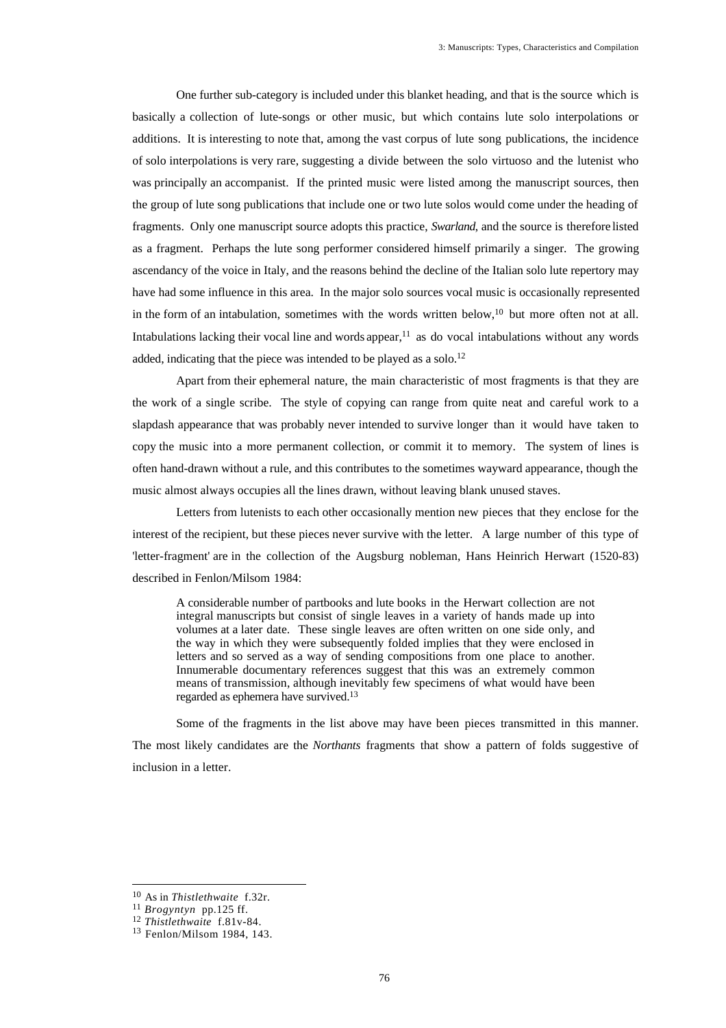One further sub-category is included under this blanket heading, and that is the source which is basically a collection of lute-songs or other music, but which contains lute solo interpolations or additions. It is interesting to note that, among the vast corpus of lute song publications, the incidence of solo interpolations is very rare, suggesting a divide between the solo virtuoso and the lutenist who was principally an accompanist. If the printed music were listed among the manuscript sources, then the group of lute song publications that include one or two lute solos would come under the heading of fragments. Only one manuscript source adopts this practice, *Swarland*, and the source is therefore listed as a fragment. Perhaps the lute song performer considered himself primarily a singer. The growing ascendancy of the voice in Italy, and the reasons behind the decline of the Italian solo lute repertory may have had some influence in this area. In the major solo sources vocal music is occasionally represented in the form of an intabulation, sometimes with the words written below,[10] but more often not at all. Intabulations lacking their vocal line and words appear,[11] as do vocal intabulations without any words added, indicating that the piece was intended to be played as a solo.[12]

Apart from their ephemeral nature, the main characteristic of most fragments is that they are the work of a single scribe. The style of copying can range from quite neat and careful work to a slapdash appearance that was probably never intended to survive longer than it would have taken to copy the music into a more permanent collection, or commit it to memory. The system of lines is often hand-drawn without a rule, and this contributes to the sometimes wayward appearance, though the music almost always occupies all the lines drawn, without leaving blank unused staves.

Letters from lutenists to each other occasionally mention new pieces that they enclose for the interest of the recipient, but these pieces never survive with the letter. A large number of this type of 'letter-fragment' are in the collection of the Augsburg nobleman, Hans Heinrich Herwart (1520-83) described in Fenlon/Milsom 1984:

> A considerable number of partbooks and lute books in the Herwart collection are not integral manuscripts but consist of single leaves in a variety of hands made up into volumes at a later date. These single leaves are often written on one side only, and the way in which they were subsequently folded implies that they were enclosed in letters and so served as a way of sending compositions from one place to another. Innumerable documentary references suggest that this was an extremely common means of transmission, although inevitably few specimens of what would have been regarded as ephemera have survived.[13]

Some of the fragments in the list above may have been pieces transmitted in this manner. The most likely candidates are the *Northants* fragments that show a pattern of folds suggestive of inclusion in a letter.

---

[10] As in *Thistlethwaite* f.32r.
[11] *Brogyntyn* pp.125 ff.
[12] *Thistlethwaite* f.81v-84.
[13] Fenlon/Milsom 1984, 143.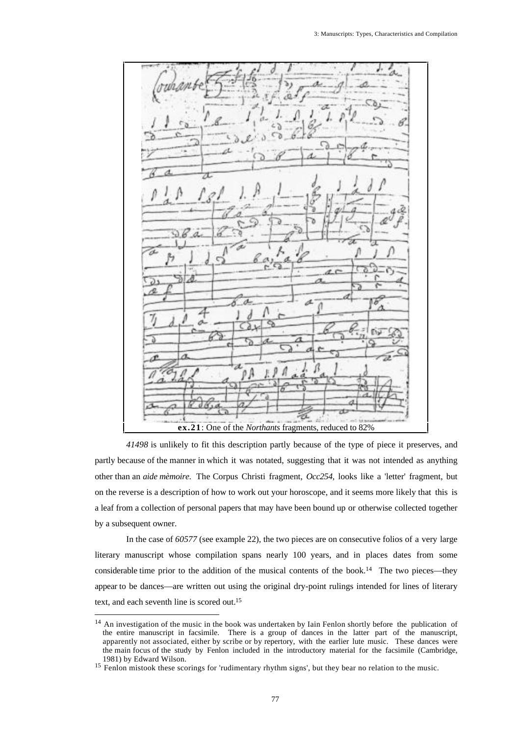**ex.21**: One of the *Northants* fragments, reduced to 82%

*41498* is unlikely to fit this description partly because of the type of piece it preserves, and partly because of the manner in which it was notated, suggesting that it was not intended as anything other than an *aide mèmoire*. The Corpus Christi fragment, *Occ254*, looks like a 'letter' fragment, but on the reverse is a description of how to work out your horoscope, and it seems more likely that this is a leaf from a collection of personal papers that may have been bound up or otherwise collected together by a subsequent owner.

In the case of *60577* (see example 22), the two pieces are on consecutive folios of a very large literary manuscript whose compilation spans nearly 100 years, and in places dates from some considerable time prior to the addition of the musical contents of the book.[14] The two pieces—they appear to be dances—are written out using the original dry-point rulings intended for lines of literary text, and each seventh line is scored out.[15]

---

[14] An investigation of the music in the book was undertaken by Iain Fenlon shortly before the publication of the entire manuscript in facsimile. There is a group of dances in the latter part of the manuscript, apparently not associated, either by scribe or by repertory, with the earlier lute music. These dances were the main focus of the study by Fenlon included in the introductory material for the facsimile (Cambridge, 1981) by Edward Wilson.

[15] Fenlon mistook these scorings for 'rudimentary rhythm signs', but they bear no relation to the music.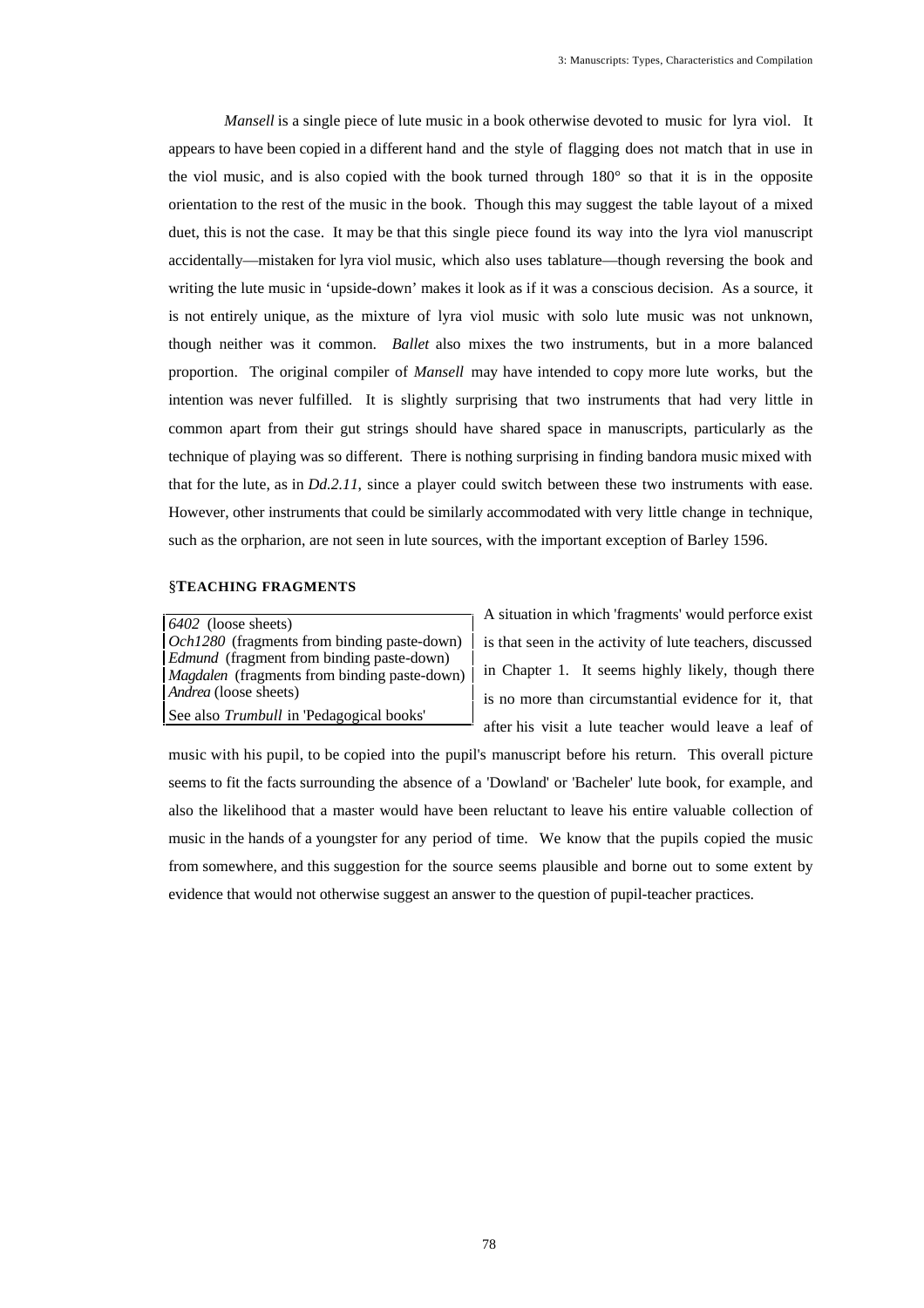*Mansell* is a single piece of lute music in a book otherwise devoted to music for lyra viol. It appears to have been copied in a different hand and the style of flagging does not match that in use in the viol music, and is also copied with the book turned through 180° so that it is in the opposite orientation to the rest of the music in the book. Though this may suggest the table layout of a mixed duet, this is not the case. It may be that this single piece found its way into the lyra viol manuscript accidentally—mistaken for lyra viol music, which also uses tablature—though reversing the book and writing the lute music in 'upside-down' makes it look as if it was a conscious decision. As a source, it is not entirely unique, as the mixture of lyra viol music with solo lute music was not unknown, though neither was it common. *Ballet* also mixes the two instruments, but in a more balanced proportion. The original compiler of *Mansell* may have intended to copy more lute works, but the intention was never fulfilled. It is slightly surprising that two instruments that had very little in common apart from their gut strings should have shared space in manuscripts, particularly as the technique of playing was so different. There is nothing surprising in finding bandora music mixed with that for the lute, as in *Dd.2.11*, since a player could switch between these two instruments with ease. However, other instruments that could be similarly accommodated with very little change in technique, such as the orpharion, are not seen in lute sources, with the important exception of Barley 1596.

### §TEACHING FRAGMENTS

| |
|---|
| *6402* (loose sheets) |
| *Och1280* (fragments from binding paste-down) |
| *Edmund* (fragment from binding paste-down) |
| *Magdalen* (fragments from binding paste-down) |
| *Andrea* (loose sheets) |
| See also *Trumbull* in 'Pedagogical books' |

A situation in which 'fragments' would perforce exist is that seen in the activity of lute teachers, discussed in Chapter 1. It seems highly likely, though there is no more than circumstantial evidence for it, that after his visit a lute teacher would leave a leaf of music with his pupil, to be copied into the pupil's manuscript before his return. This overall picture seems to fit the facts surrounding the absence of a 'Dowland' or 'Bacheler' lute book, for example, and also the likelihood that a master would have been reluctant to leave his entire valuable collection of music in the hands of a youngster for any period of time. We know that the pupils copied the music from somewhere, and this suggestion for the source seems plausible and borne out to some extent by evidence that would not otherwise suggest an answer to the question of pupil-teacher practices.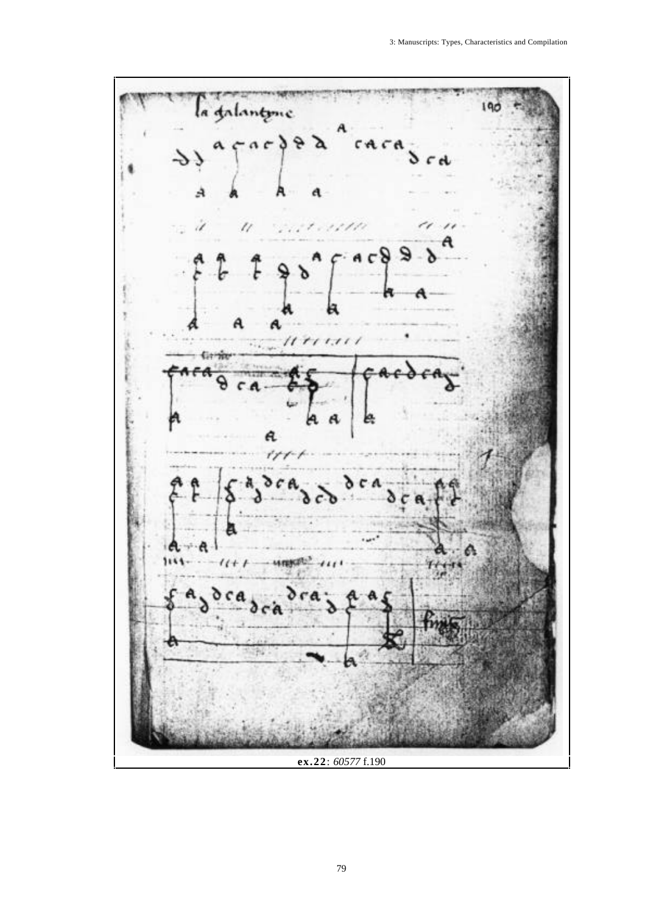**ex.22**: *60577* f.190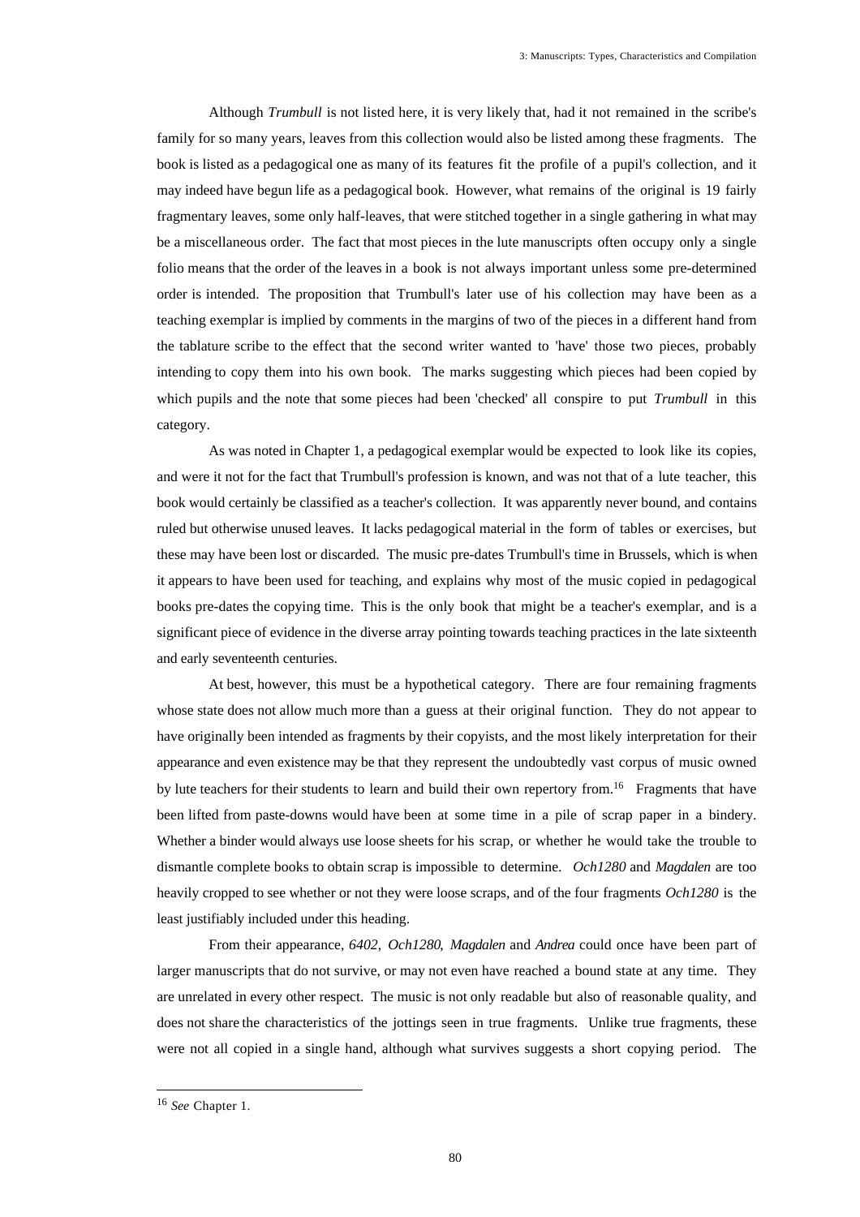Although *Trumbull* is not listed here, it is very likely that, had it not remained in the scribe's family for so many years, leaves from this collection would also be listed among these fragments. The book is listed as a pedagogical one as many of its features fit the profile of a pupil's collection, and it may indeed have begun life as a pedagogical book. However, what remains of the original is 19 fairly fragmentary leaves, some only half-leaves, that were stitched together in a single gathering in what may be a miscellaneous order. The fact that most pieces in the lute manuscripts often occupy only a single folio means that the order of the leaves in a book is not always important unless some pre-determined order is intended. The proposition that Trumbull's later use of his collection may have been as a teaching exemplar is implied by comments in the margins of two of the pieces in a different hand from the tablature scribe to the effect that the second writer wanted to 'have' those two pieces, probably intending to copy them into his own book. The marks suggesting which pieces had been copied by which pupils and the note that some pieces had been 'checked' all conspire to put *Trumbull* in this category.

As was noted in Chapter 1, a pedagogical exemplar would be expected to look like its copies, and were it not for the fact that Trumbull's profession is known, and was not that of a lute teacher, this book would certainly be classified as a teacher's collection. It was apparently never bound, and contains ruled but otherwise unused leaves. It lacks pedagogical material in the form of tables or exercises, but these may have been lost or discarded. The music pre-dates Trumbull's time in Brussels, which is when it appears to have been used for teaching, and explains why most of the music copied in pedagogical books pre-dates the copying time. This is the only book that might be a teacher's exemplar, and is a significant piece of evidence in the diverse array pointing towards teaching practices in the late sixteenth and early seventeenth centuries.

At best, however, this must be a hypothetical category. There are four remaining fragments whose state does not allow much more than a guess at their original function. They do not appear to have originally been intended as fragments by their copyists, and the most likely interpretation for their appearance and even existence may be that they represent the undoubtedly vast corpus of music owned by lute teachers for their students to learn and build their own repertory from.[16] Fragments that have been lifted from paste-downs would have been at some time in a pile of scrap paper in a bindery. Whether a binder would always use loose sheets for his scrap, or whether he would take the trouble to dismantle complete books to obtain scrap is impossible to determine. *Och1280* and *Magdalen* are too heavily cropped to see whether or not they were loose scraps, and of the four fragments *Och1280* is the least justifiably included under this heading.

From their appearance, *6402*, *Och1280*, *Magdalen* and *Andrea* could once have been part of larger manuscripts that do not survive, or may not even have reached a bound state at any time. They are unrelated in every other respect. The music is not only readable but also of reasonable quality, and does not share the characteristics of the jottings seen in true fragments. Unlike true fragments, these were not all copied in a single hand, although what survives suggests a short copying period. The

---

[16] *See* Chapter 1.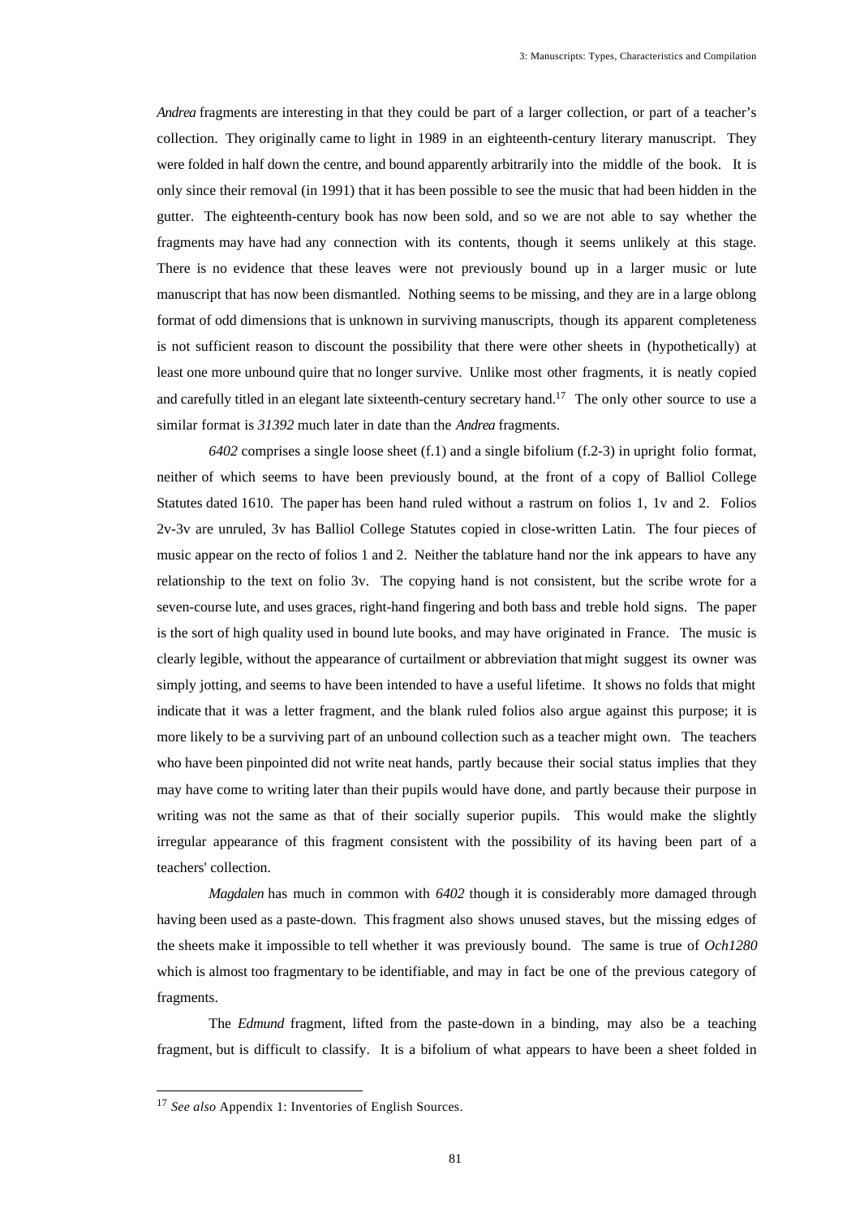*Andrea* fragments are interesting in that they could be part of a larger collection, or part of a teacher's collection. They originally came to light in 1989 in an eighteenth-century literary manuscript. They were folded in half down the centre, and bound apparently arbitrarily into the middle of the book. It is only since their removal (in 1991) that it has been possible to see the music that had been hidden in the gutter. The eighteenth-century book has now been sold, and so we are not able to say whether the fragments may have had any connection with its contents, though it seems unlikely at this stage. There is no evidence that these leaves were not previously bound up in a larger music or lute manuscript that has now been dismantled. Nothing seems to be missing, and they are in a large oblong format of odd dimensions that is unknown in surviving manuscripts, though its apparent completeness is not sufficient reason to discount the possibility that there were other sheets in (hypothetically) at least one more unbound quire that no longer survive. Unlike most other fragments, it is neatly copied and carefully titled in an elegant late sixteenth-century secretary hand.[17] The only other source to use a similar format is *31392* much later in date than the *Andrea* fragments.

*6402* comprises a single loose sheet (f.1) and a single bifolium (f.2-3) in upright folio format, neither of which seems to have been previously bound, at the front of a copy of Balliol College Statutes dated 1610. The paper has been hand ruled without a rastrum on folios 1, 1v and 2. Folios 2v-3v are unruled, 3v has Balliol College Statutes copied in close-written Latin. The four pieces of music appear on the recto of folios 1 and 2. Neither the tablature hand nor the ink appears to have any relationship to the text on folio 3v. The copying hand is not consistent, but the scribe wrote for a seven-course lute, and uses graces, right-hand fingering and both bass and treble hold signs. The paper is the sort of high quality used in bound lute books, and may have originated in France. The music is clearly legible, without the appearance of curtailment or abbreviation that might suggest its owner was simply jotting, and seems to have been intended to have a useful lifetime. It shows no folds that might indicate that it was a letter fragment, and the blank ruled folios also argue against this purpose; it is more likely to be a surviving part of an unbound collection such as a teacher might own. The teachers who have been pinpointed did not write neat hands, partly because their social status implies that they may have come to writing later than their pupils would have done, and partly because their purpose in writing was not the same as that of their socially superior pupils. This would make the slightly irregular appearance of this fragment consistent with the possibility of its having been part of a teachers' collection.

*Magdalen* has much in common with *6402* though it is considerably more damaged through having been used as a paste-down. This fragment also shows unused staves, but the missing edges of the sheets make it impossible to tell whether it was previously bound. The same is true of *Och1280* which is almost too fragmentary to be identifiable, and may in fact be one of the previous category of fragments.

The *Edmund* fragment, lifted from the paste-down in a binding, may also be a teaching fragment, but is difficult to classify. It is a bifolium of what appears to have been a sheet folded in

---

[17] *See also* Appendix 1: Inventories of English Sources.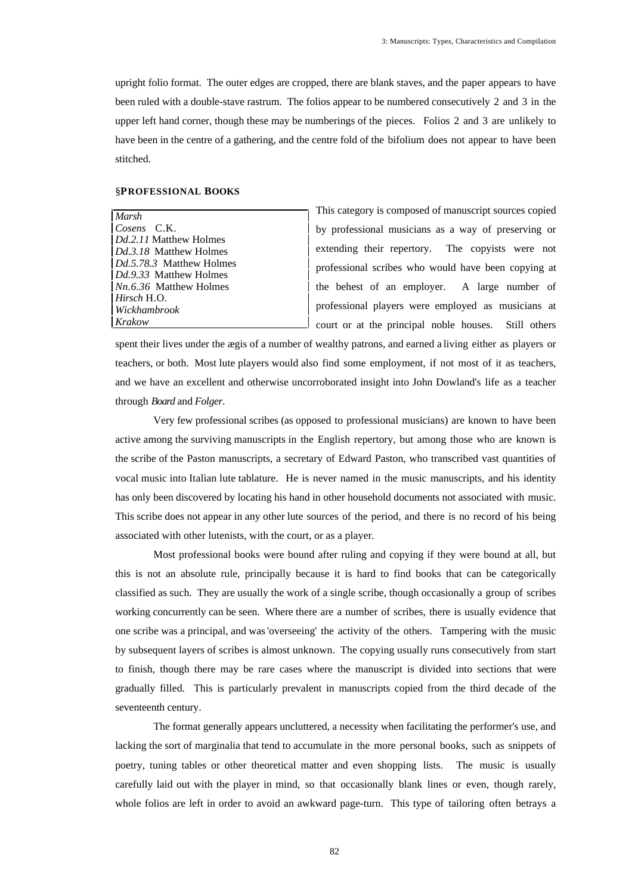upright folio format. The outer edges are cropped, there are blank staves, and the paper appears to have been ruled with a double-stave rastrum. The folios appear to be numbered consecutively 2 and 3 in the upper left hand corner, though these may be numberings of the pieces. Folios 2 and 3 are unlikely to have been in the centre of a gathering, and the centre fold of the bifolium does not appear to have been stitched.

### §PROFESSIONAL BOOKS

| |
|---|
| *Marsh* |
| *Cosens* C.K. |
| *Dd.2.11* Matthew Holmes |
| *Dd.3.18* Matthew Holmes |
| *Dd.5.78.3* Matthew Holmes |
| *Dd.9.33* Matthew Holmes |
| *Nn.6.36* Matthew Holmes |
| *Hirsch* H.O. |
| *Wickhambrook* |
| *Krakow* |

This category is composed of manuscript sources copied by professional musicians as a way of preserving or extending their repertory. The copyists were not professional scribes who would have been copying at the behest of an employer. A large number of professional players were employed as musicians at court or at the principal noble houses. Still others spent their lives under the ægis of a number of wealthy patrons, and earned a living either as players or teachers, or both. Most lute players would also find some employment, if not most of it as teachers, and we have an excellent and otherwise uncorroborated insight into John Dowland's life as a teacher through *Board* and *Folger*.

Very few professional scribes (as opposed to professional musicians) are known to have been active among the surviving manuscripts in the English repertory, but among those who are known is the scribe of the Paston manuscripts, a secretary of Edward Paston, who transcribed vast quantities of vocal music into Italian lute tablature. He is never named in the music manuscripts, and his identity has only been discovered by locating his hand in other household documents not associated with music. This scribe does not appear in any other lute sources of the period, and there is no record of his being associated with other lutenists, with the court, or as a player.

Most professional books were bound after ruling and copying if they were bound at all, but this is not an absolute rule, principally because it is hard to find books that can be categorically classified as such. They are usually the work of a single scribe, though occasionally a group of scribes working concurrently can be seen. Where there are a number of scribes, there is usually evidence that one scribe was a principal, and was 'overseeing' the activity of the others. Tampering with the music by subsequent layers of scribes is almost unknown. The copying usually runs consecutively from start to finish, though there may be rare cases where the manuscript is divided into sections that were gradually filled. This is particularly prevalent in manuscripts copied from the third decade of the seventeenth century.

The format generally appears uncluttered, a necessity when facilitating the performer's use, and lacking the sort of marginalia that tend to accumulate in the more personal books, such as snippets of poetry, tuning tables or other theoretical matter and even shopping lists. The music is usually carefully laid out with the player in mind, so that occasionally blank lines or even, though rarely, whole folios are left in order to avoid an awkward page-turn. This type of tailoring often betrays a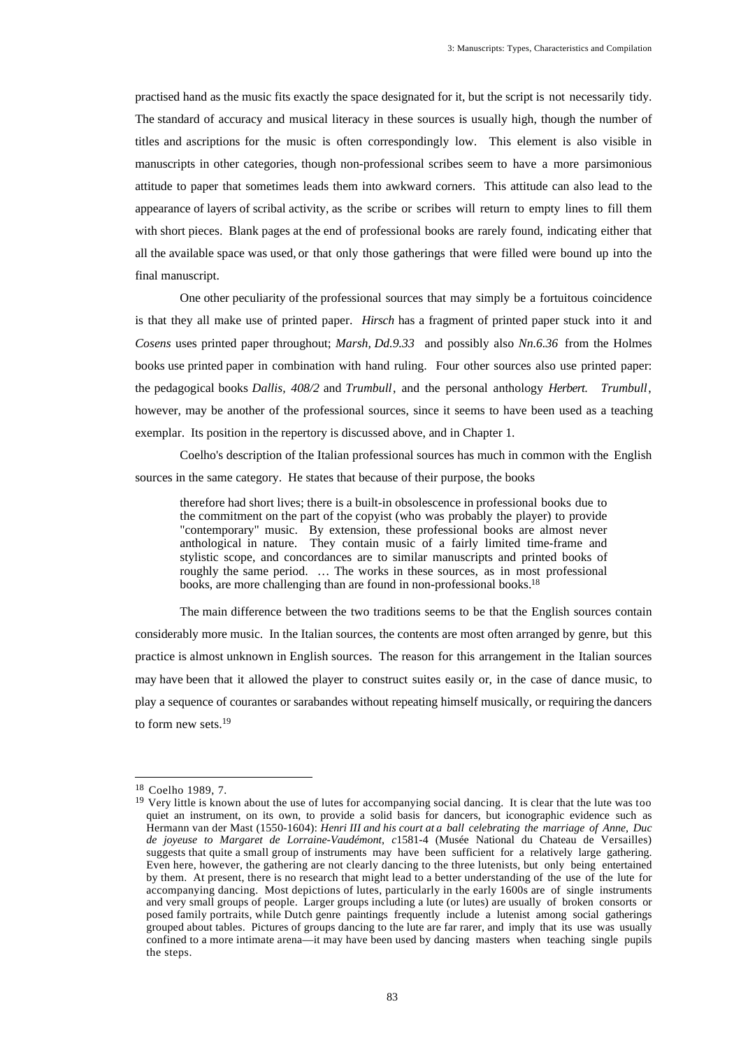practised hand as the music fits exactly the space designated for it, but the script is not necessarily tidy. The standard of accuracy and musical literacy in these sources is usually high, though the number of titles and ascriptions for the music is often correspondingly low. This element is also visible in manuscripts in other categories, though non-professional scribes seem to have a more parsimonious attitude to paper that sometimes leads them into awkward corners. This attitude can also lead to the appearance of layers of scribal activity, as the scribe or scribes will return to empty lines to fill them with short pieces. Blank pages at the end of professional books are rarely found, indicating either that all the available space was used, or that only those gatherings that were filled were bound up into the final manuscript.

One other peculiarity of the professional sources that may simply be a fortuitous coincidence is that they all make use of printed paper. *Hirsch* has a fragment of printed paper stuck into it and *Cosens* uses printed paper throughout; *Marsh, Dd.9.33* and possibly also *Nn.6.36* from the Holmes books use printed paper in combination with hand ruling. Four other sources also use printed paper: the pedagogical books *Dallis*, *408/2* and *Trumbull*, and the personal anthology *Herbert*. *Trumbull*, however, may be another of the professional sources, since it seems to have been used as a teaching exemplar. Its position in the repertory is discussed above, and in Chapter 1.

Coelho's description of the Italian professional sources has much in common with the English sources in the same category. He states that because of their purpose, the books

> therefore had short lives; there is a built-in obsolescence in professional books due to the commitment on the part of the copyist (who was probably the player) to provide "contemporary" music. By extension, these professional books are almost never anthological in nature. They contain music of a fairly limited time-frame and stylistic scope, and concordances are to similar manuscripts and printed books of roughly the same period. … The works in these sources, as in most professional books, are more challenging than are found in non-professional books.[18]

The main difference between the two traditions seems to be that the English sources contain considerably more music. In the Italian sources, the contents are most often arranged by genre, but this practice is almost unknown in English sources. The reason for this arrangement in the Italian sources may have been that it allowed the player to construct suites easily or, in the case of dance music, to play a sequence of courantes or sarabandes without repeating himself musically, or requiring the dancers to form new sets.[19]

---

[18] Coelho 1989, 7.

[19] Very little is known about the use of lutes for accompanying social dancing. It is clear that the lute was too quiet an instrument, on its own, to provide a solid basis for dancers, but iconographic evidence such as Hermann van der Mast (1550-1604): *Henri III and his court at a ball celebrating the marriage of Anne, Duc de joyeuse to Margaret de Lorraine-Vaudémont, c*1581-4 (Musée National du Chateau de Versailles) suggests that quite a small group of instruments may have been sufficient for a relatively large gathering. Even here, however, the gathering are not clearly dancing to the three lutenists, but only being entertained by them. At present, there is no research that might lead to a better understanding of the use of the lute for accompanying dancing. Most depictions of lutes, particularly in the early 1600s are of single instruments and very small groups of people. Larger groups including a lute (or lutes) are usually of broken consorts or posed family portraits, while Dutch genre paintings frequently include a lutenist among social gatherings grouped about tables. Pictures of groups dancing to the lute are far rarer, and imply that its use was usually confined to a more intimate arena—it may have been used by dancing masters when teaching single pupils the steps.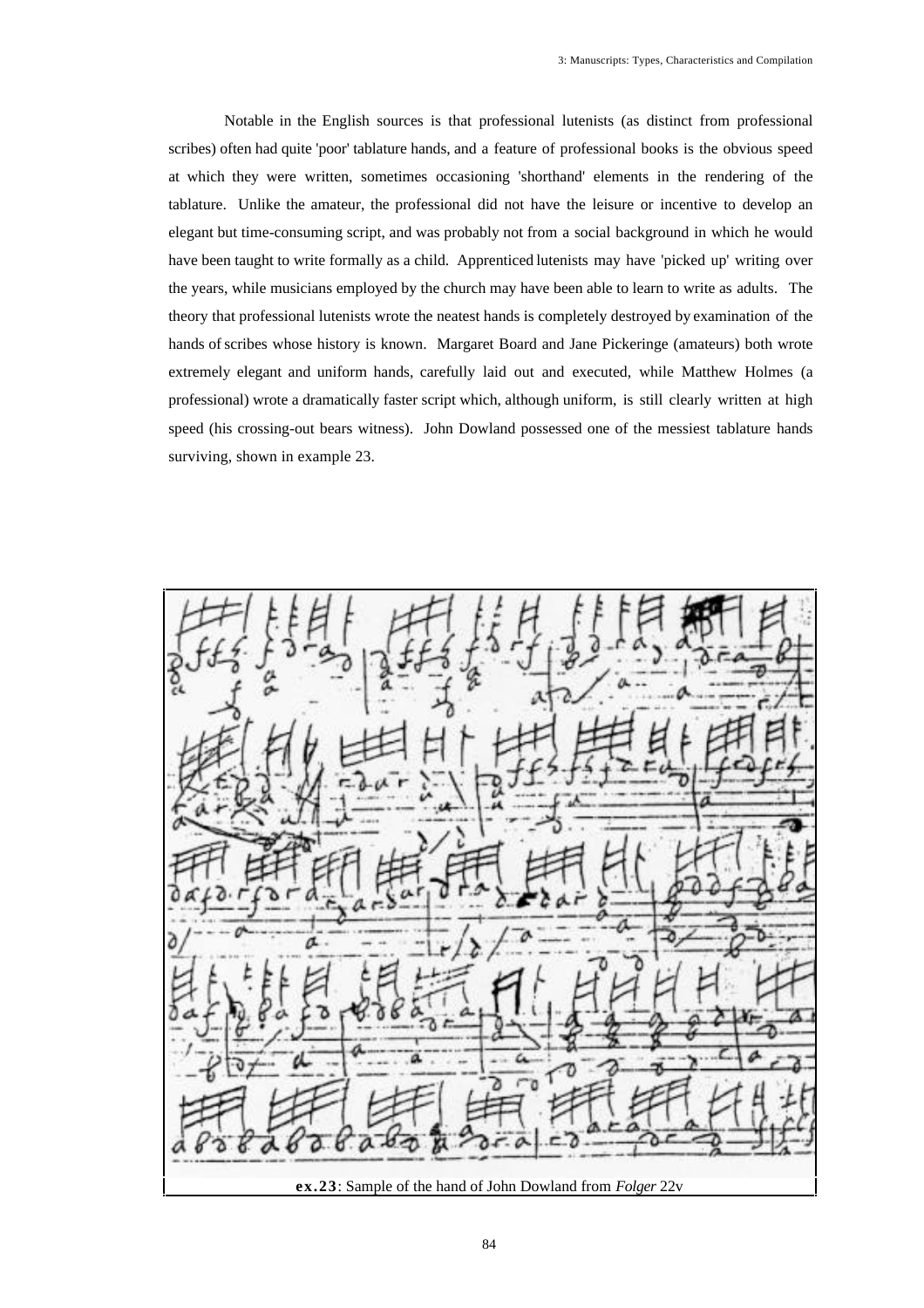Notable in the English sources is that professional lutenists (as distinct from professional scribes) often had quite 'poor' tablature hands, and a feature of professional books is the obvious speed at which they were written, sometimes occasioning 'shorthand' elements in the rendering of the tablature. Unlike the amateur, the professional did not have the leisure or incentive to develop an elegant but time-consuming script, and was probably not from a social background in which he would have been taught to write formally as a child. Apprenticed lutenists may have 'picked up' writing over the years, while musicians employed by the church may have been able to learn to write as adults. The theory that professional lutenists wrote the neatest hands is completely destroyed by examination of the hands of scribes whose history is known. Margaret Board and Jane Pickeringe (amateurs) both wrote extremely elegant and uniform hands, carefully laid out and executed, while Matthew Holmes (a professional) wrote a dramatically faster script which, although uniform, is still clearly written at high speed (his crossing-out bears witness). John Dowland possessed one of the messiest tablature hands surviving, shown in example 23.

**ex.23**: Sample of the hand of John Dowland from *Folger* 22v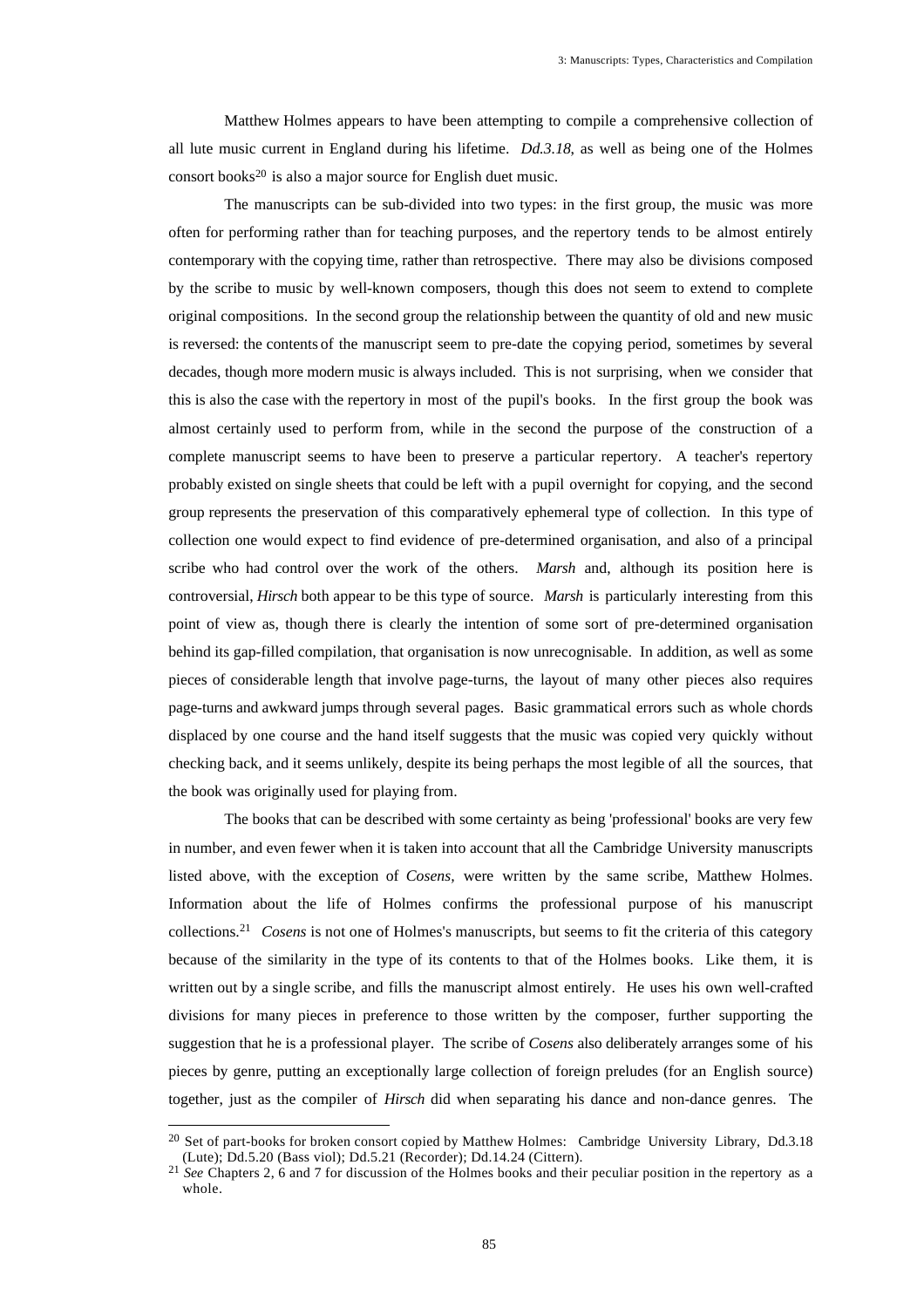Matthew Holmes appears to have been attempting to compile a comprehensive collection of all lute music current in England during his lifetime. *Dd.3.18*, as well as being one of the Holmes consort books[20] is also a major source for English duet music.

The manuscripts can be sub-divided into two types: in the first group, the music was more often for performing rather than for teaching purposes, and the repertory tends to be almost entirely contemporary with the copying time, rather than retrospective. There may also be divisions composed by the scribe to music by well-known composers, though this does not seem to extend to complete original compositions. In the second group the relationship between the quantity of old and new music is reversed: the contents of the manuscript seem to pre-date the copying period, sometimes by several decades, though more modern music is always included. This is not surprising, when we consider that this is also the case with the repertory in most of the pupil's books. In the first group the book was almost certainly used to perform from, while in the second the purpose of the construction of a complete manuscript seems to have been to preserve a particular repertory. A teacher's repertory probably existed on single sheets that could be left with a pupil overnight for copying, and the second group represents the preservation of this comparatively ephemeral type of collection. In this type of collection one would expect to find evidence of pre-determined organisation, and also of a principal scribe who had control over the work of the others. *Marsh* and, although its position here is controversial, *Hirsch* both appear to be this type of source. *Marsh* is particularly interesting from this point of view as, though there is clearly the intention of some sort of pre-determined organisation behind its gap-filled compilation, that organisation is now unrecognisable. In addition, as well as some pieces of considerable length that involve page-turns, the layout of many other pieces also requires page-turns and awkward jumps through several pages. Basic grammatical errors such as whole chords displaced by one course and the hand itself suggests that the music was copied very quickly without checking back, and it seems unlikely, despite its being perhaps the most legible of all the sources, that the book was originally used for playing from.

The books that can be described with some certainty as being 'professional' books are very few in number, and even fewer when it is taken into account that all the Cambridge University manuscripts listed above, with the exception of *Cosens*, were written by the same scribe, Matthew Holmes. Information about the life of Holmes confirms the professional purpose of his manuscript collections.[21] *Cosens* is not one of Holmes's manuscripts, but seems to fit the criteria of this category because of the similarity in the type of its contents to that of the Holmes books. Like them, it is written out by a single scribe, and fills the manuscript almost entirely. He uses his own well-crafted divisions for many pieces in preference to those written by the composer, further supporting the suggestion that he is a professional player. The scribe of *Cosens* also deliberately arranges some of his pieces by genre, putting an exceptionally large collection of foreign preludes (for an English source) together, just as the compiler of *Hirsch* did when separating his dance and non-dance genres. The

---

[20] Set of part-books for broken consort copied by Matthew Holmes: Cambridge University Library, Dd.3.18 (Lute); Dd.5.20 (Bass viol); Dd.5.21 (Recorder); Dd.14.24 (Cittern).

[21] *See* Chapters 2, 6 and 7 for discussion of the Holmes books and their peculiar position in the repertory as a whole.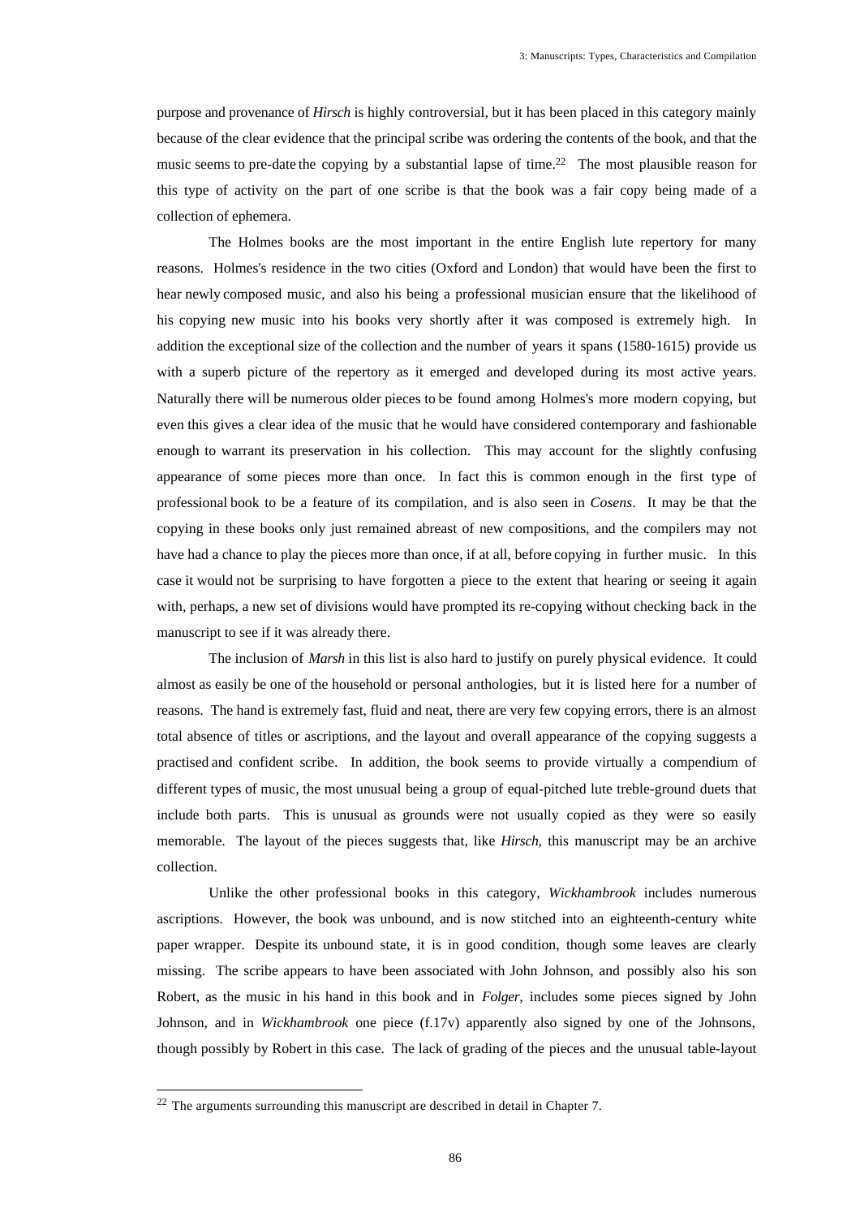purpose and provenance of *Hirsch* is highly controversial, but it has been placed in this category mainly because of the clear evidence that the principal scribe was ordering the contents of the book, and that the music seems to pre-date the copying by a substantial lapse of time.[22] The most plausible reason for this type of activity on the part of one scribe is that the book was a fair copy being made of a collection of ephemera.

The Holmes books are the most important in the entire English lute repertory for many reasons. Holmes's residence in the two cities (Oxford and London) that would have been the first to hear newly composed music, and also his being a professional musician ensure that the likelihood of his copying new music into his books very shortly after it was composed is extremely high. In addition the exceptional size of the collection and the number of years it spans (1580-1615) provide us with a superb picture of the repertory as it emerged and developed during its most active years. Naturally there will be numerous older pieces to be found among Holmes's more modern copying, but even this gives a clear idea of the music that he would have considered contemporary and fashionable enough to warrant its preservation in his collection. This may account for the slightly confusing appearance of some pieces more than once. In fact this is common enough in the first type of professional book to be a feature of its compilation, and is also seen in *Cosens*. It may be that the copying in these books only just remained abreast of new compositions, and the compilers may not have had a chance to play the pieces more than once, if at all, before copying in further music. In this case it would not be surprising to have forgotten a piece to the extent that hearing or seeing it again with, perhaps, a new set of divisions would have prompted its re-copying without checking back in the manuscript to see if it was already there.

The inclusion of *Marsh* in this list is also hard to justify on purely physical evidence. It could almost as easily be one of the household or personal anthologies, but it is listed here for a number of reasons. The hand is extremely fast, fluid and neat, there are very few copying errors, there is an almost total absence of titles or ascriptions, and the layout and overall appearance of the copying suggests a practised and confident scribe. In addition, the book seems to provide virtually a compendium of different types of music, the most unusual being a group of equal-pitched lute treble-ground duets that include both parts. This is unusual as grounds were not usually copied as they were so easily memorable. The layout of the pieces suggests that, like *Hirsch*, this manuscript may be an archive collection.

Unlike the other professional books in this category, *Wickhambrook* includes numerous ascriptions. However, the book was unbound, and is now stitched into an eighteenth-century white paper wrapper. Despite its unbound state, it is in good condition, though some leaves are clearly missing. The scribe appears to have been associated with John Johnson, and possibly also his son Robert, as the music in his hand in this book and in *Folger*, includes some pieces signed by John Johnson, and in *Wickhambrook* one piece (f.17v) apparently also signed by one of the Johnsons, though possibly by Robert in this case. The lack of grading of the pieces and the unusual table-layout

[22] The arguments surrounding this manuscript are described in detail in Chapter 7.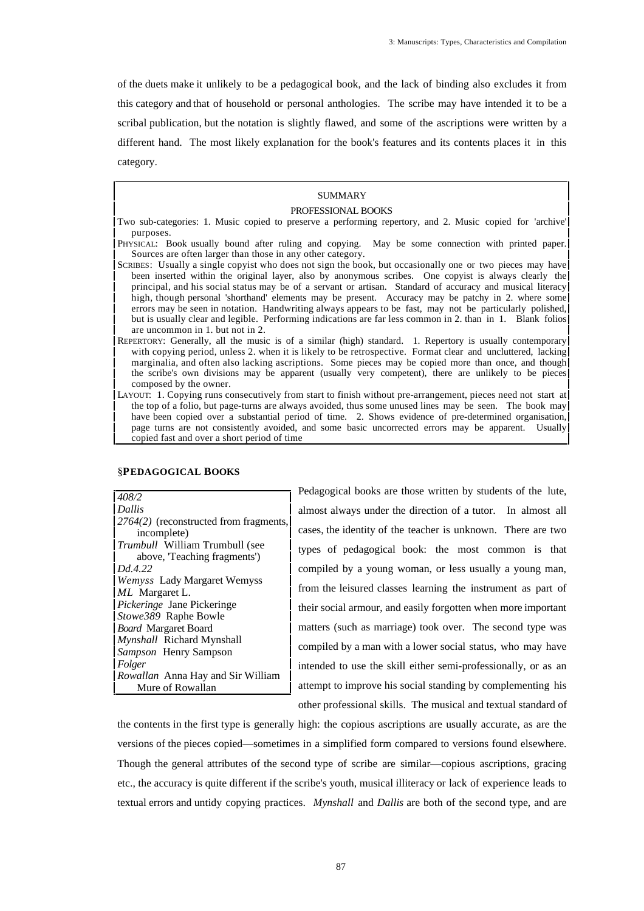of the duets make it unlikely to be a pedagogical book, and the lack of binding also excludes it from this category and that of household or personal anthologies. The scribe may have intended it to be a scribal publication, but the notation is slightly flawed, and some of the ascriptions were written by a different hand. The most likely explanation for the book's features and its contents places it in this category.

> SUMMARY
>
> PROFESSIONAL BOOKS
>
> Two sub-categories: 1. Music copied to preserve a performing repertory, and 2. Music copied for 'archive' purposes.
>
> PHYSICAL: Book usually bound after ruling and copying. May be some connection with printed paper. Sources are often larger than those in any other category.
>
> SCRIBES: Usually a single copyist who does not sign the book, but occasionally one or two pieces may have been inserted within the original layer, also by anonymous scribes. One copyist is always clearly the principal, and his social status may be of a servant or artisan. Standard of accuracy and musical literacy high, though personal 'shorthand' elements may be present. Accuracy may be patchy in 2. where some errors may be seen in notation. Handwriting always appears to be fast, may not be particularly polished, but is usually clear and legible. Performing indications are far less common in 2. than in 1. Blank folios are uncommon in 1. but not in 2.
>
> REPERTORY: Generally, all the music is of a similar (high) standard. 1. Repertory is usually contemporary with copying period, unless 2. when it is likely to be retrospective. Format clear and uncluttered, lacking marginalia, and often also lacking ascriptions. Some pieces may be copied more than once, and though the scribe's own divisions may be apparent (usually very competent), there are unlikely to be pieces composed by the owner.
>
> LAYOUT: 1. Copying runs consecutively from start to finish without pre-arrangement, pieces need not start at the top of a folio, but page-turns are always avoided, thus some unused lines may be seen. The book may have been copied over a substantial period of time. 2. Shows evidence of pre-determined organisation, page turns are not consistently avoided, and some basic uncorrected errors may be apparent. Usually copied fast and over a short period of time

### §PEDAGOGICAL BOOKS

> *408/2*
> *Dallis*
> *2764(2)* (reconstructed from fragments, incomplete)
> *Trumbull* William Trumbull (see above, 'Teaching fragments')
> *Dd.4.22*
> *Wemyss* Lady Margaret Wemyss
> *ML* Margaret L.
> *Pickeringe* Jane Pickeringe
> *Stowe389* Raphe Bowle
> *Board* Margaret Board
> *Mynshall* Richard Mynshall
> *Sampson* Henry Sampson
> *Folger*
> *Rowallan* Anna Hay and Sir William Mure of Rowallan

Pedagogical books are those written by students of the lute, almost always under the direction of a tutor. In almost all cases, the identity of the teacher is unknown. There are two types of pedagogical book: the most common is that compiled by a young woman, or less usually a young man, from the leisured classes learning the instrument as part of their social armour, and easily forgotten when more important matters (such as marriage) took over. The second type was compiled by a man with a lower social status, who may have intended to use the skill either semi-professionally, or as an attempt to improve his social standing by complementing his other professional skills. The musical and textual standard of the contents in the first type is generally high: the copious ascriptions are usually accurate, as are the versions of the pieces copied—sometimes in a simplified form compared to versions found elsewhere. Though the general attributes of the second type of scribe are similar—copious ascriptions, gracing etc., the accuracy is quite different if the scribe's youth, musical illiteracy or lack of experience leads to textual errors and untidy copying practices. *Mynshall* and *Dallis* are both of the second type, and are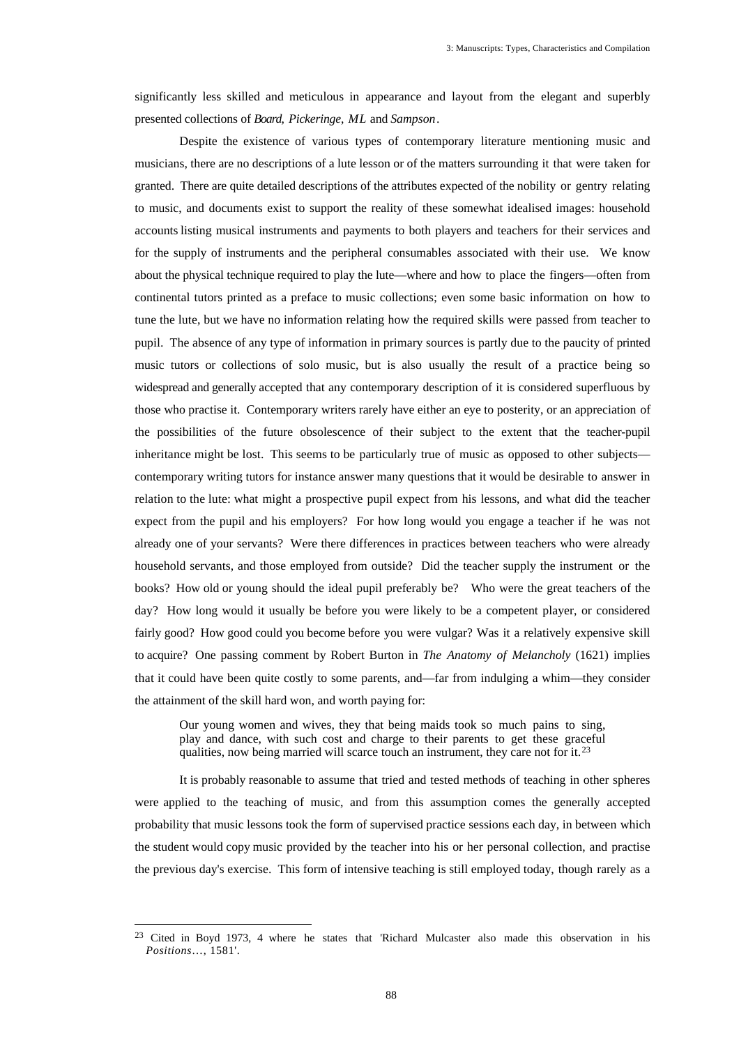significantly less skilled and meticulous in appearance and layout from the elegant and superbly presented collections of *Board*, *Pickeringe*, *ML* and *Sampson*.

Despite the existence of various types of contemporary literature mentioning music and musicians, there are no descriptions of a lute lesson or of the matters surrounding it that were taken for granted. There are quite detailed descriptions of the attributes expected of the nobility or gentry relating to music, and documents exist to support the reality of these somewhat idealised images: household accounts listing musical instruments and payments to both players and teachers for their services and for the supply of instruments and the peripheral consumables associated with their use. We know about the physical technique required to play the lute—where and how to place the fingers—often from continental tutors printed as a preface to music collections; even some basic information on how to tune the lute, but we have no information relating how the required skills were passed from teacher to pupil. The absence of any type of information in primary sources is partly due to the paucity of printed music tutors or collections of solo music, but is also usually the result of a practice being so widespread and generally accepted that any contemporary description of it is considered superfluous by those who practise it. Contemporary writers rarely have either an eye to posterity, or an appreciation of the possibilities of the future obsolescence of their subject to the extent that the teacher-pupil inheritance might be lost. This seems to be particularly true of music as opposed to other subjects—contemporary writing tutors for instance answer many questions that it would be desirable to answer in relation to the lute: what might a prospective pupil expect from his lessons, and what did the teacher expect from the pupil and his employers? For how long would you engage a teacher if he was not already one of your servants? Were there differences in practices between teachers who were already household servants, and those employed from outside? Did the teacher supply the instrument or the books? How old or young should the ideal pupil preferably be? Who were the great teachers of the day? How long would it usually be before you were likely to be a competent player, or considered fairly good? How good could you become before you were vulgar? Was it a relatively expensive skill to acquire? One passing comment by Robert Burton in *The Anatomy of Melancholy* (1621) implies that it could have been quite costly to some parents, and—far from indulging a whim—they consider the attainment of the skill hard won, and worth paying for:

> Our young women and wives, they that being maids took so much pains to sing, play and dance, with such cost and charge to their parents to get these graceful qualities, now being married will scarce touch an instrument, they care not for it.[23]

It is probably reasonable to assume that tried and tested methods of teaching in other spheres were applied to the teaching of music, and from this assumption comes the generally accepted probability that music lessons took the form of supervised practice sessions each day, in between which the student would copy music provided by the teacher into his or her personal collection, and practise the previous day's exercise. This form of intensive teaching is still employed today, though rarely as a

---

[23] Cited in Boyd 1973, 4 where he states that 'Richard Mulcaster also made this observation in his *Positions…*, 1581'.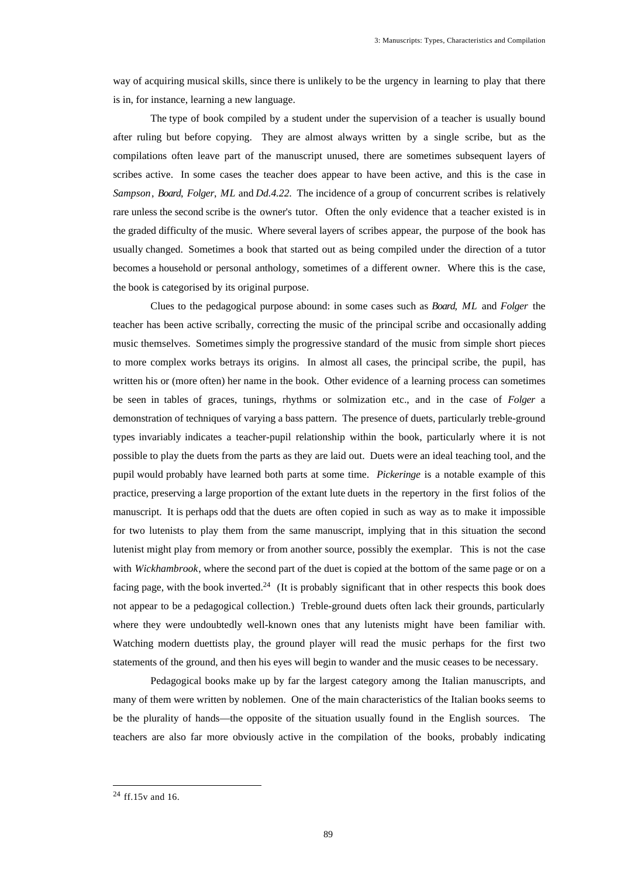way of acquiring musical skills, since there is unlikely to be the urgency in learning to play that there is in, for instance, learning a new language.

The type of book compiled by a student under the supervision of a teacher is usually bound after ruling but before copying. They are almost always written by a single scribe, but as the compilations often leave part of the manuscript unused, there are sometimes subsequent layers of scribes active. In some cases the teacher does appear to have been active, and this is the case in *Sampson*, *Board*, *Folger*, *ML* and *Dd.4.22.* The incidence of a group of concurrent scribes is relatively rare unless the second scribe is the owner's tutor. Often the only evidence that a teacher existed is in the graded difficulty of the music. Where several layers of scribes appear, the purpose of the book has usually changed. Sometimes a book that started out as being compiled under the direction of a tutor becomes a household or personal anthology, sometimes of a different owner. Where this is the case, the book is categorised by its original purpose.

Clues to the pedagogical purpose abound: in some cases such as *Board*, *ML* and *Folger* the teacher has been active scribally, correcting the music of the principal scribe and occasionally adding music themselves. Sometimes simply the progressive standard of the music from simple short pieces to more complex works betrays its origins. In almost all cases, the principal scribe, the pupil, has written his or (more often) her name in the book. Other evidence of a learning process can sometimes be seen in tables of graces, tunings, rhythms or solmization etc., and in the case of *Folger* a demonstration of techniques of varying a bass pattern. The presence of duets, particularly treble-ground types invariably indicates a teacher-pupil relationship within the book, particularly where it is not possible to play the duets from the parts as they are laid out. Duets were an ideal teaching tool, and the pupil would probably have learned both parts at some time. *Pickeringe* is a notable example of this practice, preserving a large proportion of the extant lute duets in the repertory in the first folios of the manuscript. It is perhaps odd that the duets are often copied in such as way as to make it impossible for two lutenists to play them from the same manuscript, implying that in this situation the second lutenist might play from memory or from another source, possibly the exemplar. This is not the case with *Wickhambrook*, where the second part of the duet is copied at the bottom of the same page or on a facing page, with the book inverted.[24] (It is probably significant that in other respects this book does not appear to be a pedagogical collection.) Treble-ground duets often lack their grounds, particularly where they were undoubtedly well-known ones that any lutenists might have been familiar with. Watching modern duettists play, the ground player will read the music perhaps for the first two statements of the ground, and then his eyes will begin to wander and the music ceases to be necessary.

Pedagogical books make up by far the largest category among the Italian manuscripts, and many of them were written by noblemen. One of the main characteristics of the Italian books seems to be the plurality of hands—the opposite of the situation usually found in the English sources. The teachers are also far more obviously active in the compilation of the books, probably indicating

[24] ff.15v and 16.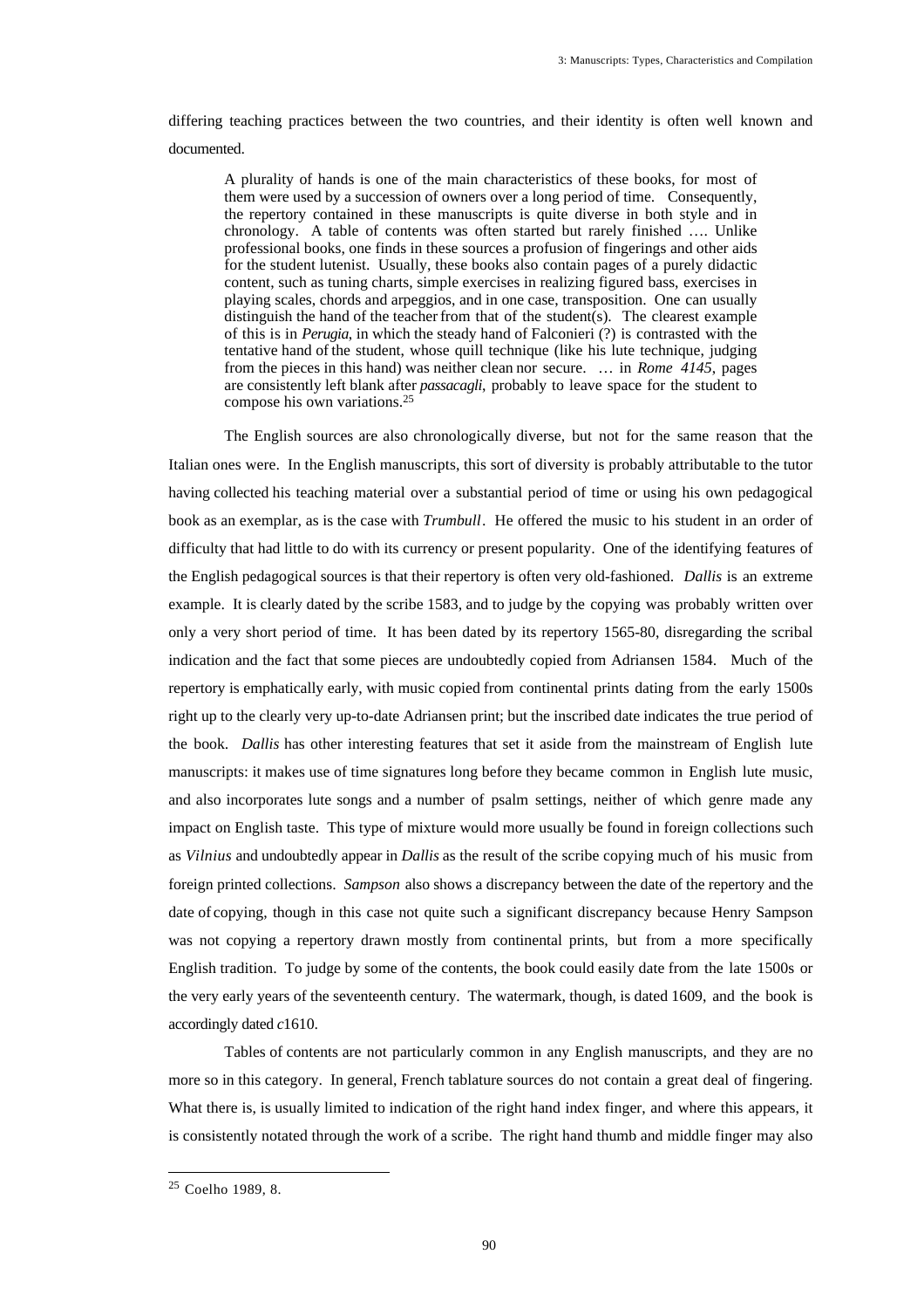differing teaching practices between the two countries, and their identity is often well known and documented.

> A plurality of hands is one of the main characteristics of these books, for most of them were used by a succession of owners over a long period of time. Consequently, the repertory contained in these manuscripts is quite diverse in both style and in chronology. A table of contents was often started but rarely finished …. Unlike professional books, one finds in these sources a profusion of fingerings and other aids for the student lutenist. Usually, these books also contain pages of a purely didactic content, such as tuning charts, simple exercises in realizing figured bass, exercises in playing scales, chords and arpeggios, and in one case, transposition. One can usually distinguish the hand of the teacher from that of the student(s). The clearest example of this is in *Perugia*, in which the steady hand of Falconieri (?) is contrasted with the tentative hand of the student, whose quill technique (like his lute technique, judging from the pieces in this hand) was neither clean nor secure. … in *Rome 4145*, pages are consistently left blank after *passacagli*, probably to leave space for the student to compose his own variations.[25]

The English sources are also chronologically diverse, but not for the same reason that the Italian ones were. In the English manuscripts, this sort of diversity is probably attributable to the tutor having collected his teaching material over a substantial period of time or using his own pedagogical book as an exemplar, as is the case with *Trumbull*. He offered the music to his student in an order of difficulty that had little to do with its currency or present popularity. One of the identifying features of the English pedagogical sources is that their repertory is often very old-fashioned. *Dallis* is an extreme example. It is clearly dated by the scribe 1583, and to judge by the copying was probably written over only a very short period of time. It has been dated by its repertory 1565-80, disregarding the scribal indication and the fact that some pieces are undoubtedly copied from Adriansen 1584. Much of the repertory is emphatically early, with music copied from continental prints dating from the early 1500s right up to the clearly very up-to-date Adriansen print; but the inscribed date indicates the true period of the book. *Dallis* has other interesting features that set it aside from the mainstream of English lute manuscripts: it makes use of time signatures long before they became common in English lute music, and also incorporates lute songs and a number of psalm settings, neither of which genre made any impact on English taste. This type of mixture would more usually be found in foreign collections such as *Vilnius* and undoubtedly appear in *Dallis* as the result of the scribe copying much of his music from foreign printed collections. *Sampson* also shows a discrepancy between the date of the repertory and the date of copying, though in this case not quite such a significant discrepancy because Henry Sampson was not copying a repertory drawn mostly from continental prints, but from a more specifically English tradition. To judge by some of the contents, the book could easily date from the late 1500s or the very early years of the seventeenth century. The watermark, though, is dated 1609, and the book is accordingly dated *c*1610.

Tables of contents are not particularly common in any English manuscripts, and they are no more so in this category. In general, French tablature sources do not contain a great deal of fingering. What there is, is usually limited to indication of the right hand index finger, and where this appears, it is consistently notated through the work of a scribe. The right hand thumb and middle finger may also

[25] Coelho 1989, 8.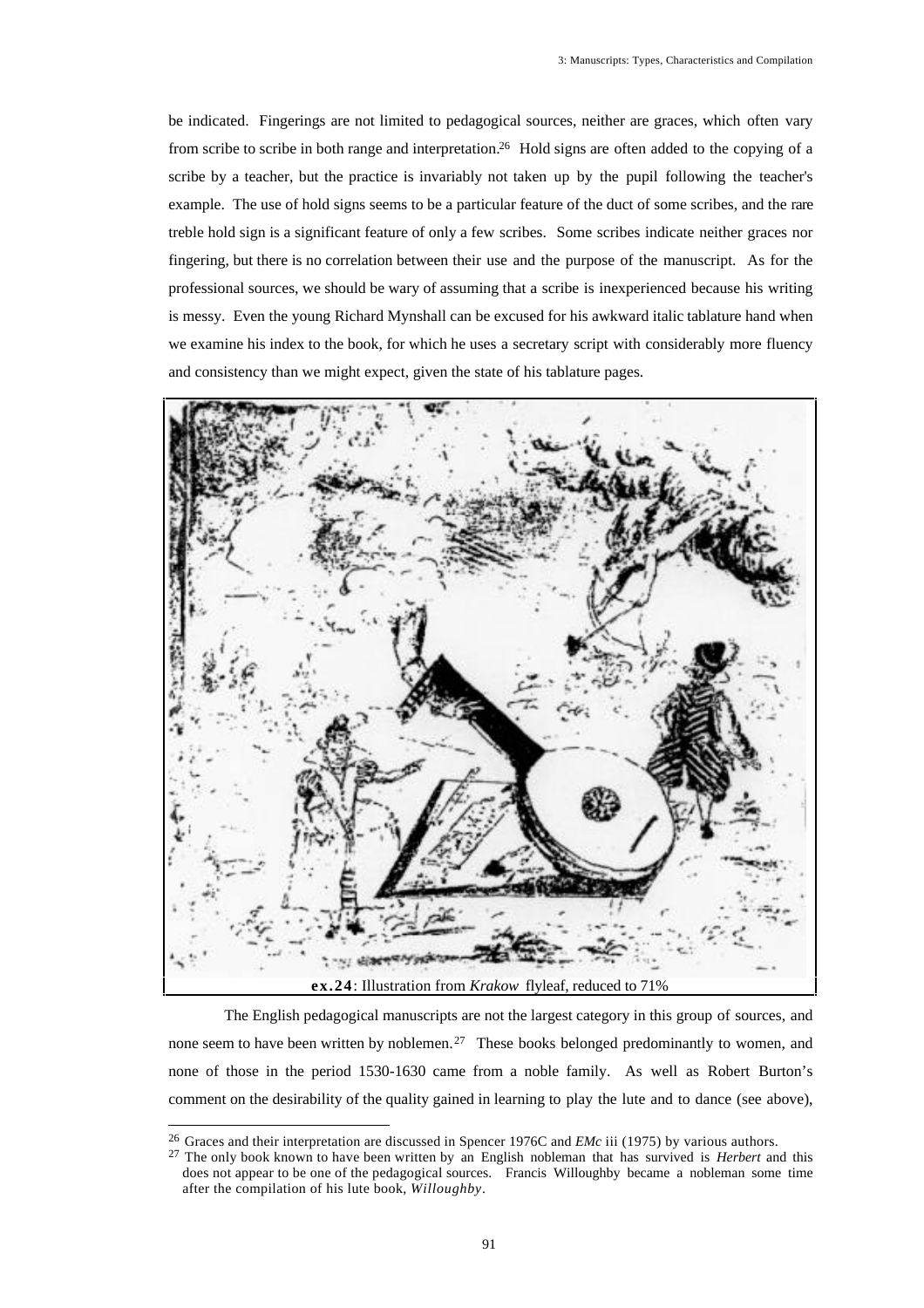be indicated. Fingerings are not limited to pedagogical sources, neither are graces, which often vary from scribe to scribe in both range and interpretation.[26] Hold signs are often added to the copying of a scribe by a teacher, but the practice is invariably not taken up by the pupil following the teacher's example. The use of hold signs seems to be a particular feature of the duct of some scribes, and the rare treble hold sign is a significant feature of only a few scribes. Some scribes indicate neither graces nor fingering, but there is no correlation between their use and the purpose of the manuscript. As for the professional sources, we should be wary of assuming that a scribe is inexperienced because his writing is messy. Even the young Richard Mynshall can be excused for his awkward italic tablature hand when we examine his index to the book, for which he uses a secretary script with considerably more fluency and consistency than we might expect, given the state of his tablature pages.

**ex.24**: Illustration from *Krakow* flyleaf, reduced to 71%

The English pedagogical manuscripts are not the largest category in this group of sources, and none seem to have been written by noblemen.[27] These books belonged predominantly to women, and none of those in the period 1530-1630 came from a noble family. As well as Robert Burton's comment on the desirability of the quality gained in learning to play the lute and to dance (see above),

---

[26] Graces and their interpretation are discussed in Spencer 1976C and *EMc* iii (1975) by various authors.

[27] The only book known to have been written by an English nobleman that has survived is *Herbert* and this does not appear to be one of the pedagogical sources. Francis Willoughby became a nobleman some time after the compilation of his lute book, *Willoughby*.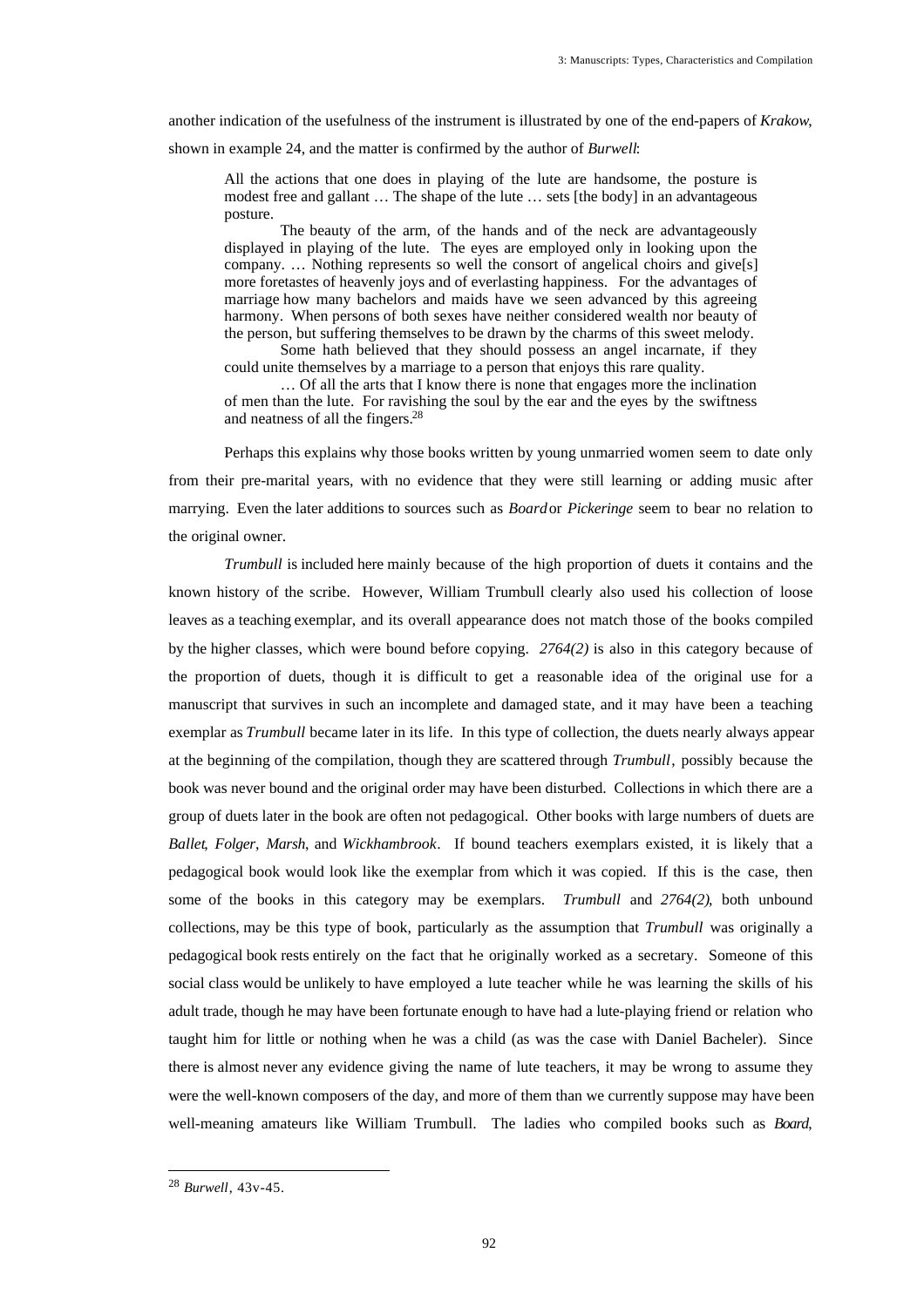another indication of the usefulness of the instrument is illustrated by one of the end-papers of *Krakow*, shown in example 24, and the matter is confirmed by the author of *Burwell*:

> All the actions that one does in playing of the lute are handsome, the posture is modest free and gallant … The shape of the lute … sets [the body] in an advantageous posture.
>
> The beauty of the arm, of the hands and of the neck are advantageously displayed in playing of the lute. The eyes are employed only in looking upon the company. … Nothing represents so well the consort of angelical choirs and give[s] more foretastes of heavenly joys and of everlasting happiness. For the advantages of marriage how many bachelors and maids have we seen advanced by this agreeing harmony. When persons of both sexes have neither considered wealth nor beauty of the person, but suffering themselves to be drawn by the charms of this sweet melody.
>
> Some hath believed that they should possess an angel incarnate, if they could unite themselves by a marriage to a person that enjoys this rare quality.
>
> … Of all the arts that I know there is none that engages more the inclination of men than the lute. For ravishing the soul by the ear and the eyes by the swiftness and neatness of all the fingers.[28]

Perhaps this explains why those books written by young unmarried women seem to date only from their pre-marital years, with no evidence that they were still learning or adding music after marrying. Even the later additions to sources such as *Board* or *Pickeringe* seem to bear no relation to the original owner.

*Trumbull* is included here mainly because of the high proportion of duets it contains and the known history of the scribe. However, William Trumbull clearly also used his collection of loose leaves as a teaching exemplar, and its overall appearance does not match those of the books compiled by the higher classes, which were bound before copying. *2764(2)* is also in this category because of the proportion of duets, though it is difficult to get a reasonable idea of the original use for a manuscript that survives in such an incomplete and damaged state, and it may have been a teaching exemplar as *Trumbull* became later in its life. In this type of collection, the duets nearly always appear at the beginning of the compilation, though they are scattered through *Trumbull*, possibly because the book was never bound and the original order may have been disturbed. Collections in which there are a group of duets later in the book are often not pedagogical. Other books with large numbers of duets are *Ballet*, *Folger*, *Marsh*, and *Wickhambrook*. If bound teachers exemplars existed, it is likely that a pedagogical book would look like the exemplar from which it was copied. If this is the case, then some of the books in this category may be exemplars. *Trumbull* and *2764(2)*, both unbound collections, may be this type of book, particularly as the assumption that *Trumbull* was originally a pedagogical book rests entirely on the fact that he originally worked as a secretary. Someone of this social class would be unlikely to have employed a lute teacher while he was learning the skills of his adult trade, though he may have been fortunate enough to have had a lute-playing friend or relation who taught him for little or nothing when he was a child (as was the case with Daniel Bacheler). Since there is almost never any evidence giving the name of lute teachers, it may be wrong to assume they were the well-known composers of the day, and more of them than we currently suppose may have been well-meaning amateurs like William Trumbull. The ladies who compiled books such as *Board*,

---

[28] *Burwell*, 43v-45.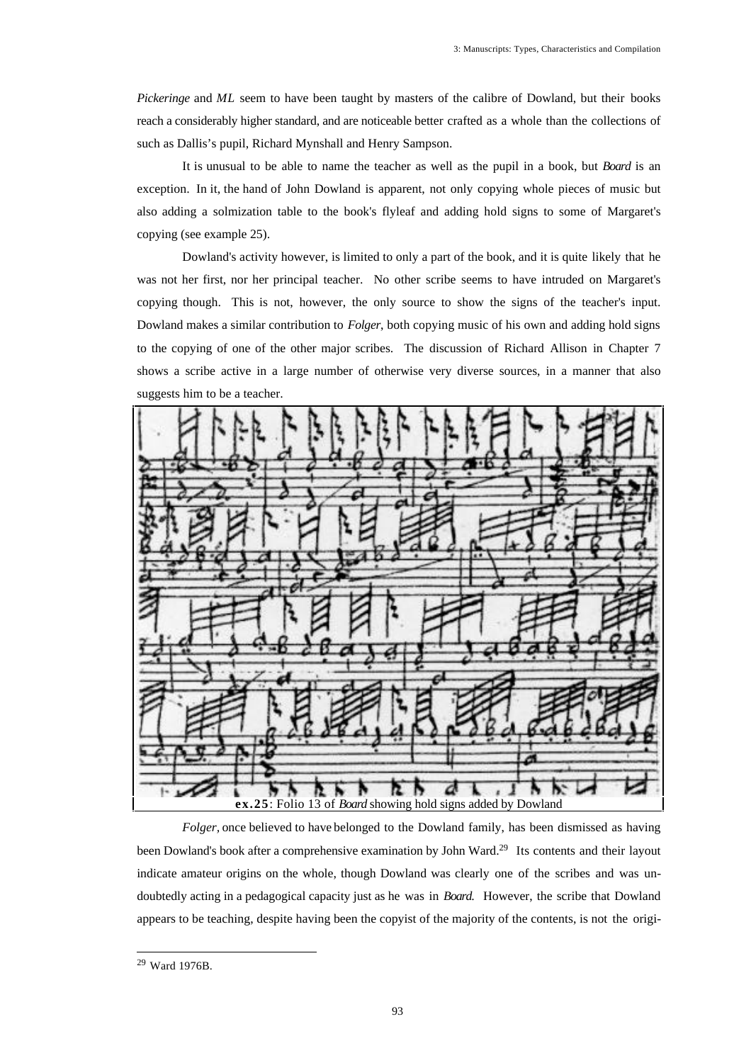*Pickeringe* and *ML* seem to have been taught by masters of the calibre of Dowland, but their books reach a considerably higher standard, and are noticeable better crafted as a whole than the collections of such as Dallis's pupil, Richard Mynshall and Henry Sampson.

It is unusual to be able to name the teacher as well as the pupil in a book, but *Board* is an exception. In it, the hand of John Dowland is apparent, not only copying whole pieces of music but also adding a solmization table to the book's flyleaf and adding hold signs to some of Margaret's copying (see example 25).

Dowland's activity however, is limited to only a part of the book, and it is quite likely that he was not her first, nor her principal teacher. No other scribe seems to have intruded on Margaret's copying though. This is not, however, the only source to show the signs of the teacher's input. Dowland makes a similar contribution to *Folger*, both copying music of his own and adding hold signs to the copying of one of the other major scribes. The discussion of Richard Allison in Chapter 7 shows a scribe active in a large number of otherwise very diverse sources, in a manner that also suggests him to be a teacher.

**ex.25**: Folio 13 of *Board* showing hold signs added by Dowland

*Folger*, once believed to have belonged to the Dowland family, has been dismissed as having been Dowland's book after a comprehensive examination by John Ward.[29] Its contents and their layout indicate amateur origins on the whole, though Dowland was clearly one of the scribes and was undoubtedly acting in a pedagogical capacity just as he was in *Board*. However, the scribe that Dowland appears to be teaching, despite having been the copyist of the majority of the contents, is not the origi-

[29] Ward 1976B.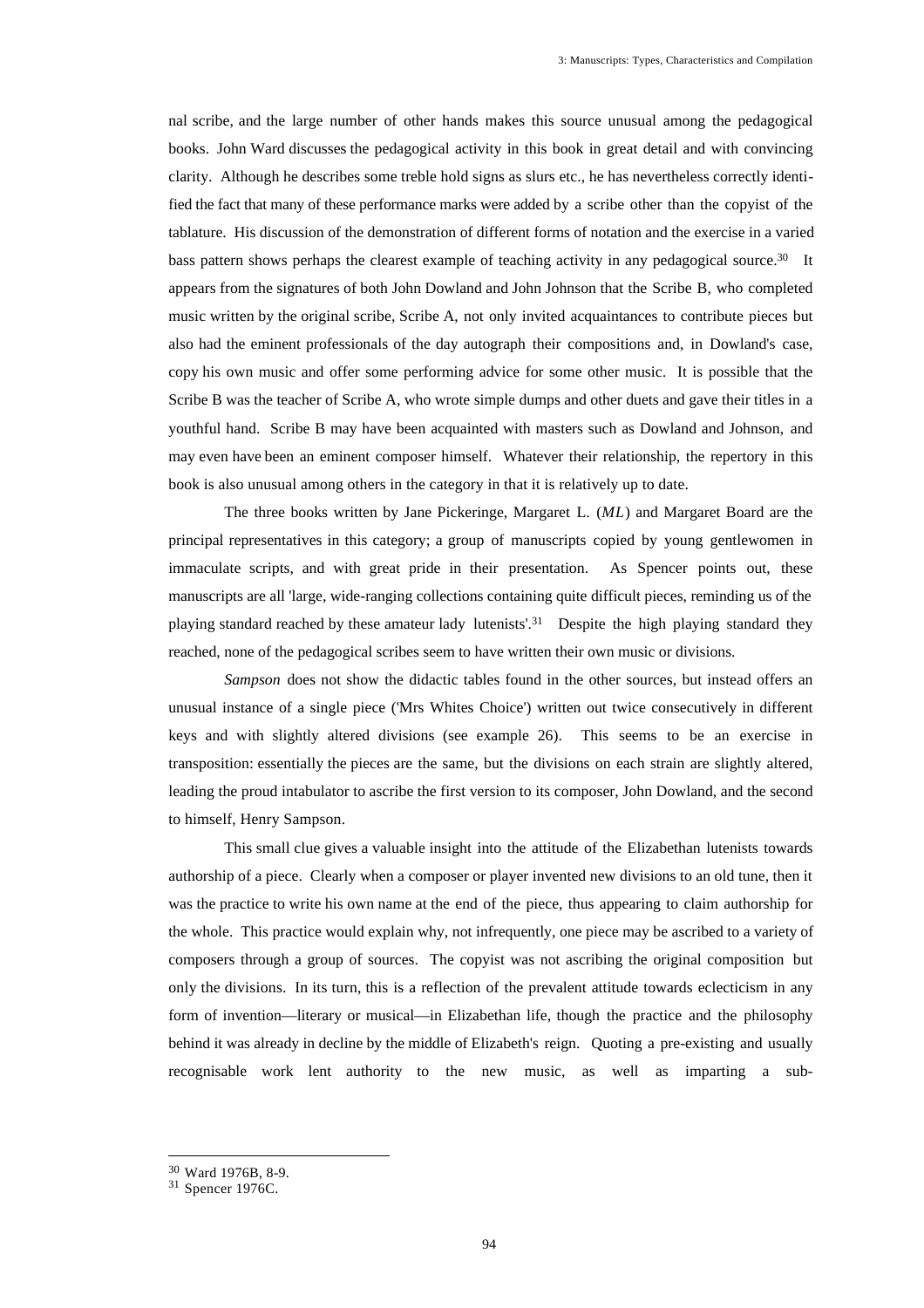nal scribe, and the large number of other hands makes this source unusual among the pedagogical books. John Ward discusses the pedagogical activity in this book in great detail and with convincing clarity. Although he describes some treble hold signs as slurs etc., he has nevertheless correctly identified the fact that many of these performance marks were added by a scribe other than the copyist of the tablature. His discussion of the demonstration of different forms of notation and the exercise in a varied bass pattern shows perhaps the clearest example of teaching activity in any pedagogical source.[30] It appears from the signatures of both John Dowland and John Johnson that the Scribe B, who completed music written by the original scribe, Scribe A, not only invited acquaintances to contribute pieces but also had the eminent professionals of the day autograph their compositions and, in Dowland's case, copy his own music and offer some performing advice for some other music. It is possible that the Scribe B was the teacher of Scribe A, who wrote simple dumps and other duets and gave their titles in a youthful hand. Scribe B may have been acquainted with masters such as Dowland and Johnson, and may even have been an eminent composer himself. Whatever their relationship, the repertory in this book is also unusual among others in the category in that it is relatively up to date.

The three books written by Jane Pickeringe, Margaret L. (*ML*) and Margaret Board are the principal representatives in this category; a group of manuscripts copied by young gentlewomen in immaculate scripts, and with great pride in their presentation. As Spencer points out, these manuscripts are all 'large, wide-ranging collections containing quite difficult pieces, reminding us of the playing standard reached by these amateur lady lutenists'.[31] Despite the high playing standard they reached, none of the pedagogical scribes seem to have written their own music or divisions.

*Sampson* does not show the didactic tables found in the other sources, but instead offers an unusual instance of a single piece ('Mrs Whites Choice') written out twice consecutively in different keys and with slightly altered divisions (see example 26). This seems to be an exercise in transposition: essentially the pieces are the same, but the divisions on each strain are slightly altered, leading the proud intabulator to ascribe the first version to its composer, John Dowland, and the second to himself, Henry Sampson.

This small clue gives a valuable insight into the attitude of the Elizabethan lutenists towards authorship of a piece. Clearly when a composer or player invented new divisions to an old tune, then it was the practice to write his own name at the end of the piece, thus appearing to claim authorship for the whole. This practice would explain why, not infrequently, one piece may be ascribed to a variety of composers through a group of sources. The copyist was not ascribing the original composition but only the divisions. In its turn, this is a reflection of the prevalent attitude towards eclecticism in any form of invention—literary or musical—in Elizabethan life, though the practice and the philosophy behind it was already in decline by the middle of Elizabeth's reign. Quoting a pre-existing and usually recognisable work lent authority to the new music, as well as imparting a sub-

---

[30] Ward 1976B, 8-9.

[31] Spencer 1976C.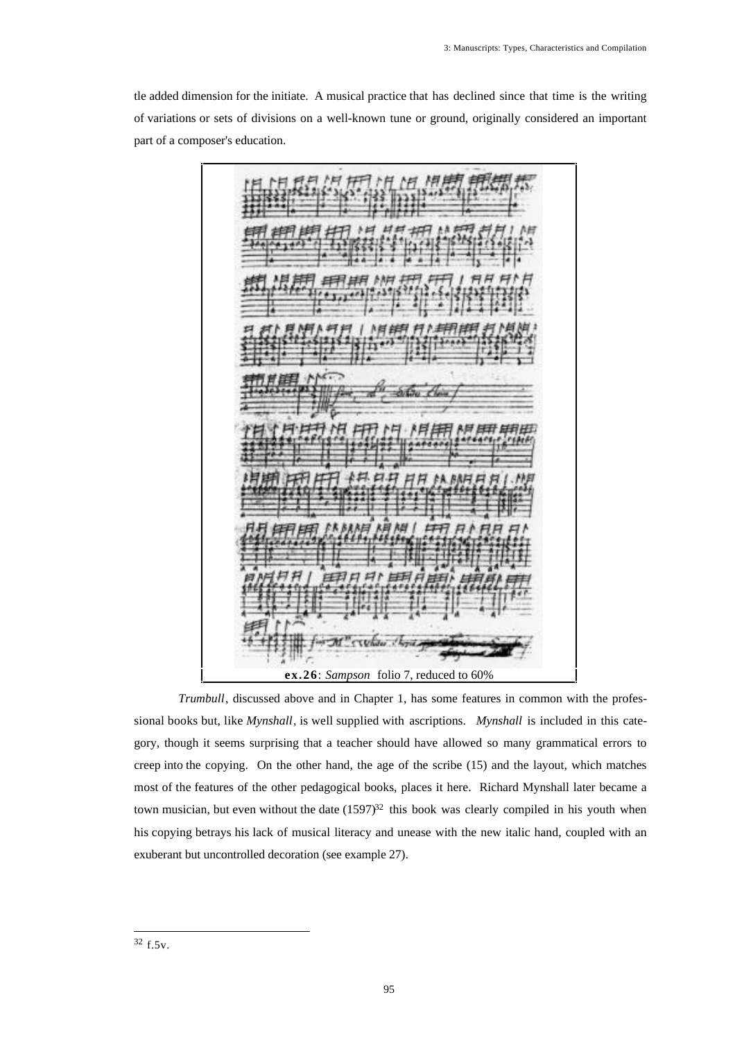tle added dimension for the initiate. A musical practice that has declined since that time is the writing of variations or sets of divisions on a well-known tune or ground, originally considered an important part of a composer's education.

**ex.26**: *Sampson* folio 7, reduced to 60%

*Trumbull*, discussed above and in Chapter 1, has some features in common with the professional books but, like *Mynshall*, is well supplied with ascriptions. *Mynshall* is included in this category, though it seems surprising that a teacher should have allowed so many grammatical errors to creep into the copying. On the other hand, the age of the scribe (15) and the layout, which matches most of the features of the other pedagogical books, places it here. Richard Mynshall later became a town musician, but even without the date (1597)[32] this book was clearly compiled in his youth when his copying betrays his lack of musical literacy and unease with the new italic hand, coupled with an exuberant but uncontrolled decoration (see example 27).

---

[32] f.5v.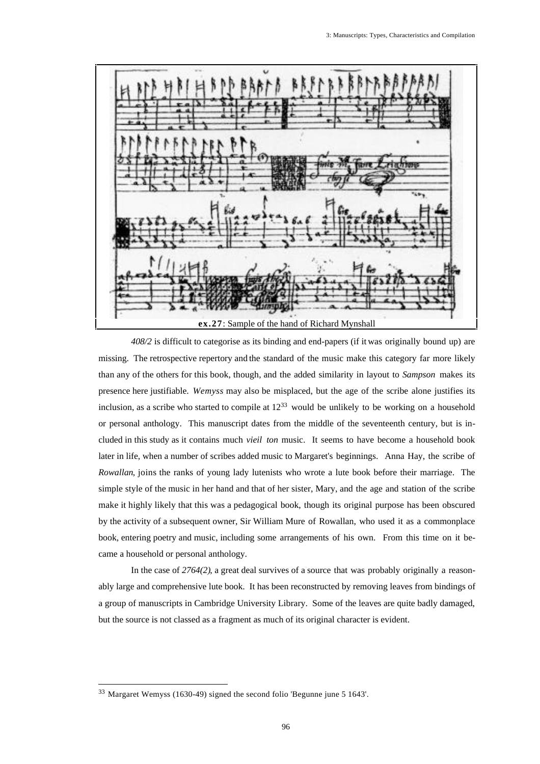**ex.27**: Sample of the hand of Richard Mynshall

*408/2* is difficult to categorise as its binding and end-papers (if it was originally bound up) are missing. The retrospective repertory and the standard of the music make this category far more likely than any of the others for this book, though, and the added similarity in layout to *Sampson* makes its presence here justifiable. *Wemyss* may also be misplaced, but the age of the scribe alone justifies its inclusion, as a scribe who started to compile at 12[33] would be unlikely to be working on a household or personal anthology. This manuscript dates from the middle of the seventeenth century, but is included in this study as it contains much *vieil ton* music. It seems to have become a household book later in life, when a number of scribes added music to Margaret's beginnings. Anna Hay, the scribe of *Rowallan*, joins the ranks of young lady lutenists who wrote a lute book before their marriage. The simple style of the music in her hand and that of her sister, Mary, and the age and station of the scribe make it highly likely that this was a pedagogical book, though its original purpose has been obscured by the activity of a subsequent owner, Sir William Mure of Rowallan, who used it as a commonplace book, entering poetry and music, including some arrangements of his own. From this time on it became a household or personal anthology.

In the case of *2764(2)*, a great deal survives of a source that was probably originally a reasonably large and comprehensive lute book. It has been reconstructed by removing leaves from bindings of a group of manuscripts in Cambridge University Library. Some of the leaves are quite badly damaged, but the source is not classed as a fragment as much of its original character is evident.

---

[33] Margaret Wemyss (1630-49) signed the second folio 'Begunne june 5 1643'.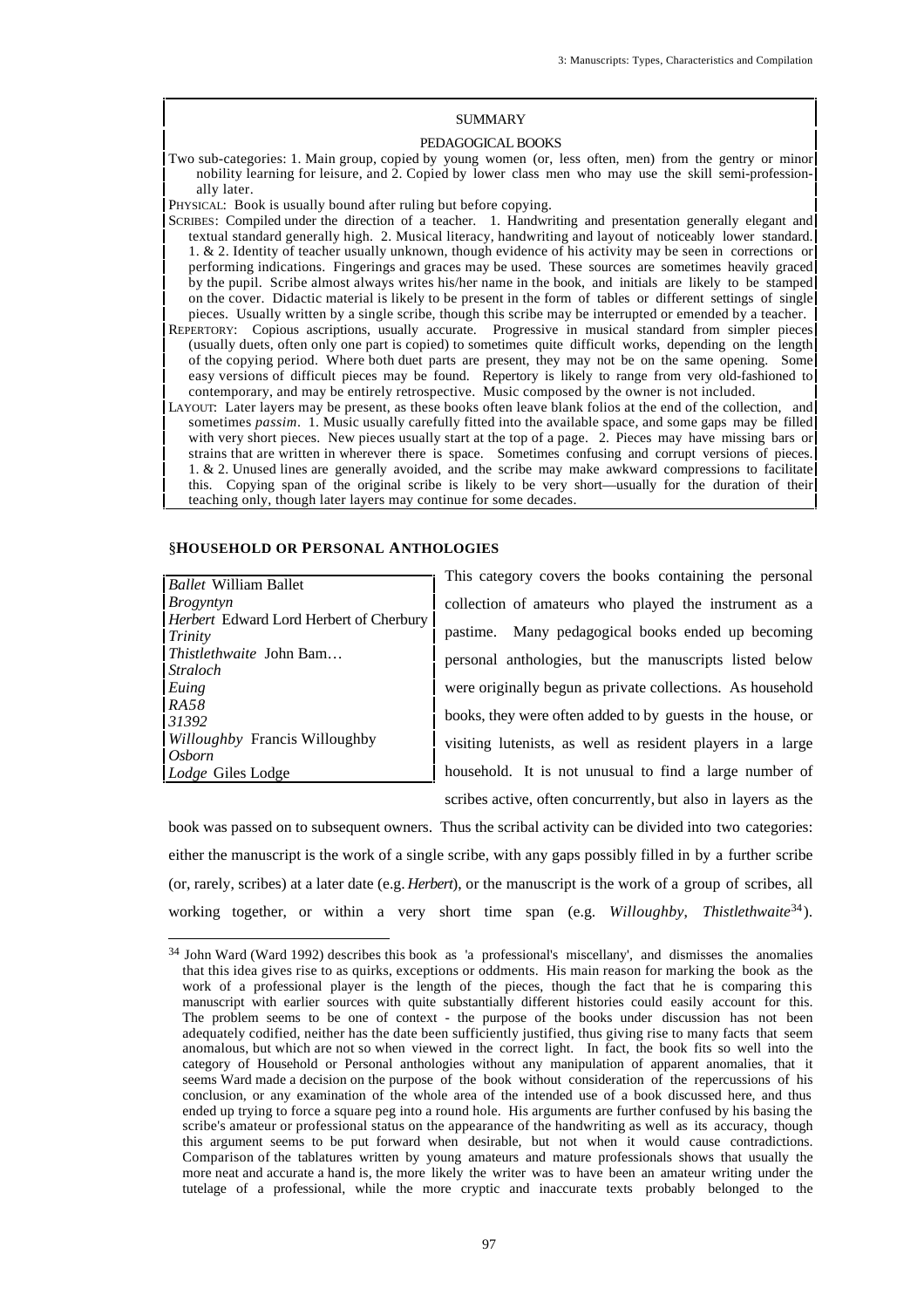SUMMARY

PEDAGOGICAL BOOKS

Two sub-categories: 1. Main group, copied by young women (or, less often, men) from the gentry or minor nobility learning for leisure, and 2. Copied by lower class men who may use the skill semi-professionally later.

PHYSICAL: Book is usually bound after ruling but before copying.

SCRIBES: Compiled under the direction of a teacher. 1. Handwriting and presentation generally elegant and textual standard generally high. 2. Musical literacy, handwriting and layout of noticeably lower standard. 1. & 2. Identity of teacher usually unknown, though evidence of his activity may be seen in corrections or performing indications. Fingerings and graces may be used. These sources are sometimes heavily graced by the pupil. Scribe almost always writes his/her name in the book, and initials are likely to be stamped on the cover. Didactic material is likely to be present in the form of tables or different settings of single pieces. Usually written by a single scribe, though this scribe may be interrupted or emended by a teacher.

REPERTORY: Copious ascriptions, usually accurate. Progressive in musical standard from simpler pieces (usually duets, often only one part is copied) to sometimes quite difficult works, depending on the length of the copying period. Where both duet parts are present, they may not be on the same opening. Some easy versions of difficult pieces may be found. Repertory is likely to range from very old-fashioned to contemporary, and may be entirely retrospective. Music composed by the owner is not included.

LAYOUT: Later layers may be present, as these books often leave blank folios at the end of the collection, and sometimes *passim*. 1. Music usually carefully fitted into the available space, and some gaps may be filled with very short pieces. New pieces usually start at the top of a page. 2. Pieces may have missing bars or strains that are written in wherever there is space. Sometimes confusing and corrupt versions of pieces. 1. & 2. Unused lines are generally avoided, and the scribe may make awkward compressions to facilitate this. Copying span of the original scribe is likely to be very short—usually for the duration of their teaching only, though later layers may continue for some decades.

## §HOUSEHOLD OR PERSONAL ANTHOLOGIES

| | |
|---|---|
| *Ballet* | William Ballet |
| *Brogyntyn* | |
| *Herbert* | Edward Lord Herbert of Cherbury |
| *Trinity* | |
| *Thistlethwaite* | John Bam… |
| *Straloch* | |
| *Euing* | |
| *RA58* | |
| *31392* | |
| *Willoughby* | Francis Willoughby |
| *Osborn* | |
| *Lodge* | Giles Lodge |

This category covers the books containing the personal collection of amateurs who played the instrument as a pastime. Many pedagogical books ended up becoming personal anthologies, but the manuscripts listed below were originally begun as private collections. As household books, they were often added to by guests in the house, or visiting lutenists, as well as resident players in a large household. It is not unusual to find a large number of scribes active, often concurrently, but also in layers as the book was passed on to subsequent owners. Thus the scribal activity can be divided into two categories: either the manuscript is the work of a single scribe, with any gaps possibly filled in by a further scribe (or, rarely, scribes) at a later date (e.g. *Herbert*), or the manuscript is the work of a group of scribes, all working together, or within a very short time span (e.g. *Willoughby*, *Thistlethwaite*[34]).

[34] John Ward (Ward 1992) describes this book as 'a professional's miscellany', and dismisses the anomalies that this idea gives rise to as quirks, exceptions or oddments. His main reason for marking the book as the work of a professional player is the length of the pieces, though the fact that he is comparing this manuscript with earlier sources with quite substantially different histories could easily account for this. The problem seems to be one of context - the purpose of the books under discussion has not been adequately codified, neither has the date been sufficiently justified, thus giving rise to many facts that seem anomalous, but which are not so when viewed in the correct light. In fact, the book fits so well into the category of Household or Personal anthologies without any manipulation of apparent anomalies, that it seems Ward made a decision on the purpose of the book without consideration of the repercussions of his conclusion, or any examination of the whole area of the intended use of a book discussed here, and thus ended up trying to force a square peg into a round hole. His arguments are further confused by his basing the scribe's amateur or professional status on the appearance of the handwriting as well as its accuracy, though this argument seems to be put forward when desirable, but not when it would cause contradictions. Comparison of the tablatures written by young amateurs and mature professionals shows that usually the more neat and accurate a hand is, the more likely the writer was to have been an amateur writing under the tutelage of a professional, while the more cryptic and inaccurate texts probably belonged to the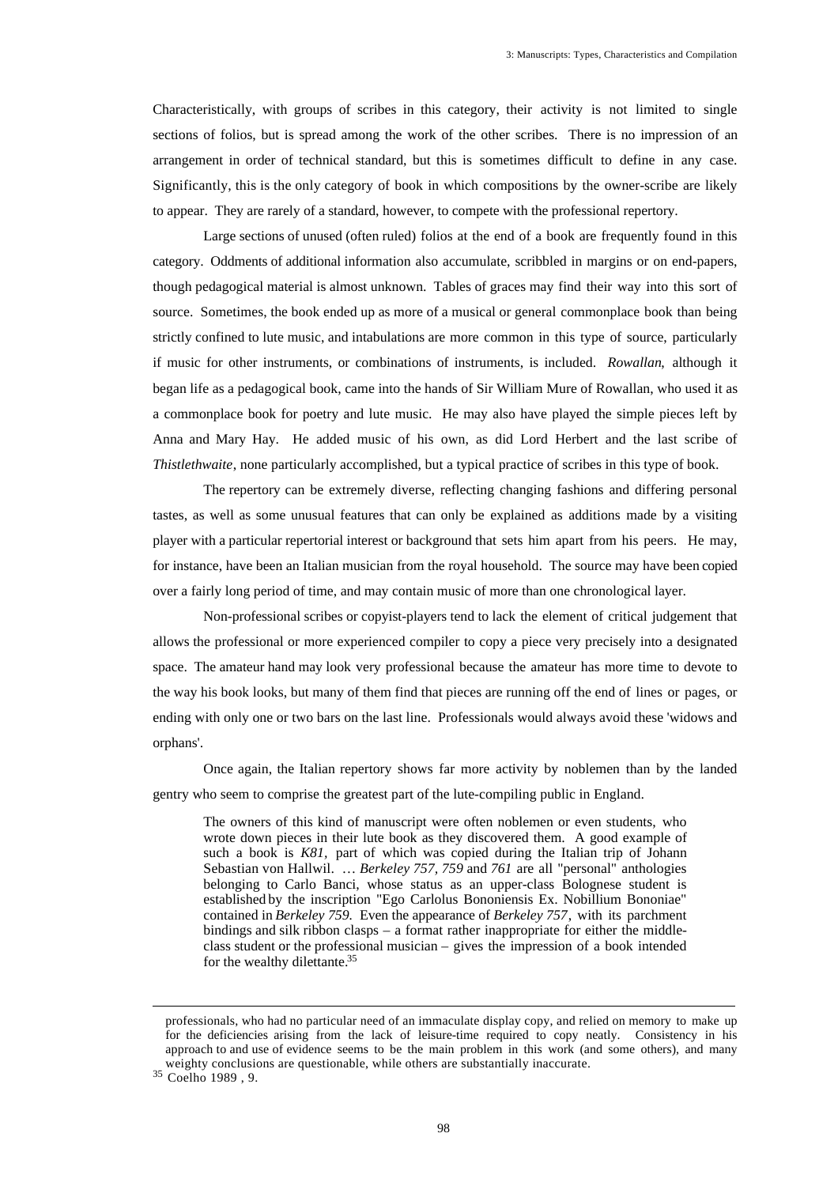Characteristically, with groups of scribes in this category, their activity is not limited to single sections of folios, but is spread among the work of the other scribes. There is no impression of an arrangement in order of technical standard, but this is sometimes difficult to define in any case. Significantly, this is the only category of book in which compositions by the owner-scribe are likely to appear. They are rarely of a standard, however, to compete with the professional repertory.

Large sections of unused (often ruled) folios at the end of a book are frequently found in this category. Oddments of additional information also accumulate, scribbled in margins or on end-papers, though pedagogical material is almost unknown. Tables of graces may find their way into this sort of source. Sometimes, the book ended up as more of a musical or general commonplace book than being strictly confined to lute music, and intabulations are more common in this type of source, particularly if music for other instruments, or combinations of instruments, is included. *Rowallan*, although it began life as a pedagogical book, came into the hands of Sir William Mure of Rowallan, who used it as a commonplace book for poetry and lute music. He may also have played the simple pieces left by Anna and Mary Hay. He added music of his own, as did Lord Herbert and the last scribe of *Thistlethwaite*, none particularly accomplished, but a typical practice of scribes in this type of book.

The repertory can be extremely diverse, reflecting changing fashions and differing personal tastes, as well as some unusual features that can only be explained as additions made by a visiting player with a particular repertorial interest or background that sets him apart from his peers. He may, for instance, have been an Italian musician from the royal household. The source may have been copied over a fairly long period of time, and may contain music of more than one chronological layer.

Non-professional scribes or copyist-players tend to lack the element of critical judgement that allows the professional or more experienced compiler to copy a piece very precisely into a designated space. The amateur hand may look very professional because the amateur has more time to devote to the way his book looks, but many of them find that pieces are running off the end of lines or pages, or ending with only one or two bars on the last line. Professionals would always avoid these 'widows and orphans'.

Once again, the Italian repertory shows far more activity by noblemen than by the landed gentry who seem to comprise the greatest part of the lute-compiling public in England.

> The owners of this kind of manuscript were often noblemen or even students, who wrote down pieces in their lute book as they discovered them. A good example of such a book is *K81*, part of which was copied during the Italian trip of Johann Sebastian von Hallwil. … *Berkeley 757, 759* and *761* are all "personal" anthologies belonging to Carlo Banci, whose status as an upper-class Bolognese student is established by the inscription "Ego Carlolus Bononiensis Ex. Nobillium Bononiae" contained in *Berkeley 759*. Even the appearance of *Berkeley 757*, with its parchment bindings and silk ribbon clasps – a format rather inappropriate for either the middle-class student or the professional musician – gives the impression of a book intended for the wealthy dilettante.[35]

---

professionals, who had no particular need of an immaculate display copy, and relied on memory to make up for the deficiencies arising from the lack of leisure-time required to copy neatly. Consistency in his approach to and use of evidence seems to be the main problem in this work (and some others), and many weighty conclusions are questionable, while others are substantially inaccurate.

[35] Coelho 1989 , 9.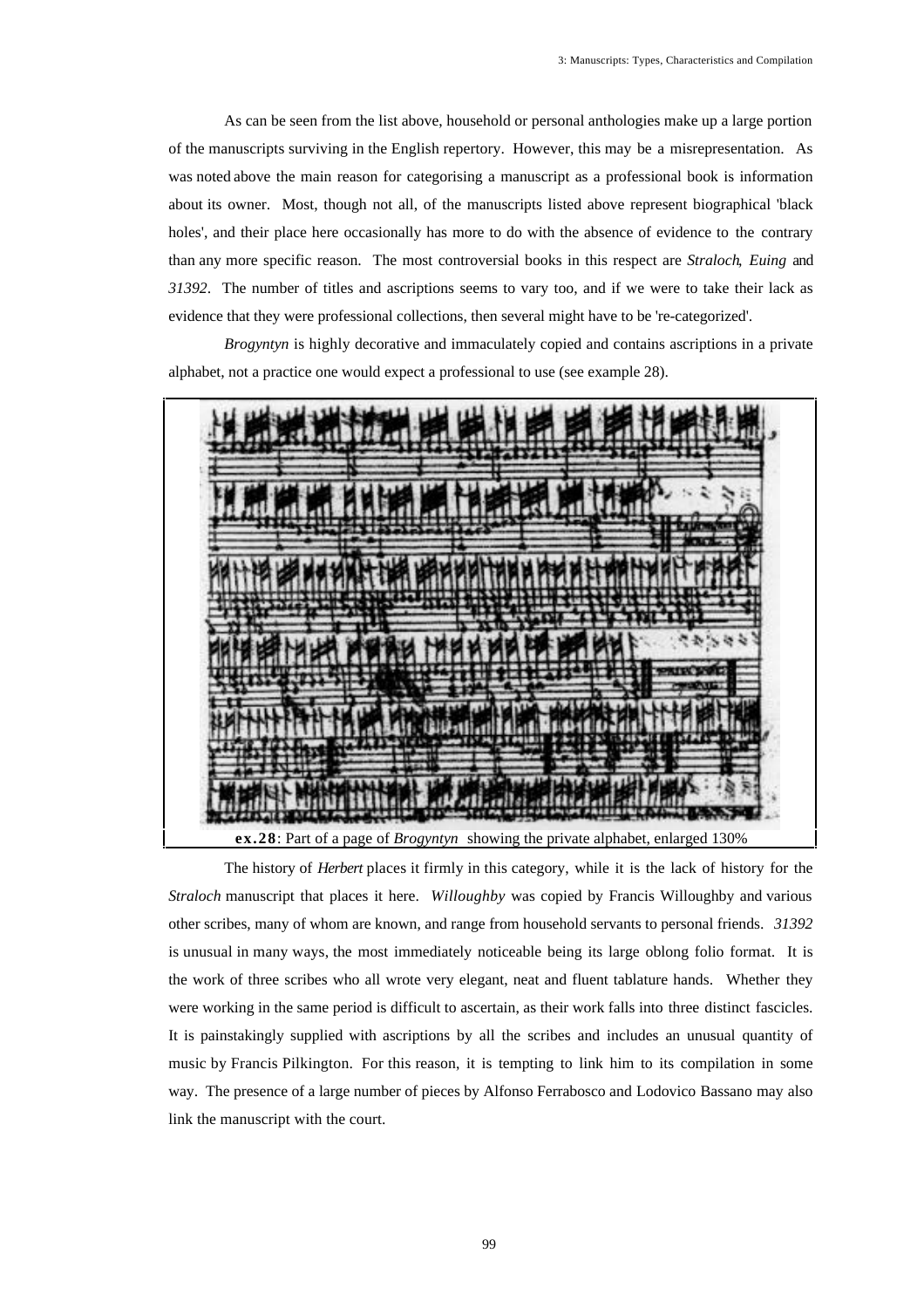As can be seen from the list above, household or personal anthologies make up a large portion of the manuscripts surviving in the English repertory. However, this may be a misrepresentation. As was noted above the main reason for categorising a manuscript as a professional book is information about its owner. Most, though not all, of the manuscripts listed above represent biographical 'black holes', and their place here occasionally has more to do with the absence of evidence to the contrary than any more specific reason. The most controversial books in this respect are *Straloch*, *Euing* and *31392*. The number of titles and ascriptions seems to vary too, and if we were to take their lack as evidence that they were professional collections, then several might have to be 're-categorized'.

*Brogyntyn* is highly decorative and immaculately copied and contains ascriptions in a private alphabet, not a practice one would expect a professional to use (see example 28).

**ex.28**: Part of a page of *Brogyntyn* showing the private alphabet, enlarged 130%

The history of *Herbert* places it firmly in this category, while it is the lack of history for the *Straloch* manuscript that places it here. *Willoughby* was copied by Francis Willoughby and various other scribes, many of whom are known, and range from household servants to personal friends. *31392* is unusual in many ways, the most immediately noticeable being its large oblong folio format. It is the work of three scribes who all wrote very elegant, neat and fluent tablature hands. Whether they were working in the same period is difficult to ascertain, as their work falls into three distinct fascicles. It is painstakingly supplied with ascriptions by all the scribes and includes an unusual quantity of music by Francis Pilkington. For this reason, it is tempting to link him to its compilation in some way. The presence of a large number of pieces by Alfonso Ferrabosco and Lodovico Bassano may also link the manuscript with the court.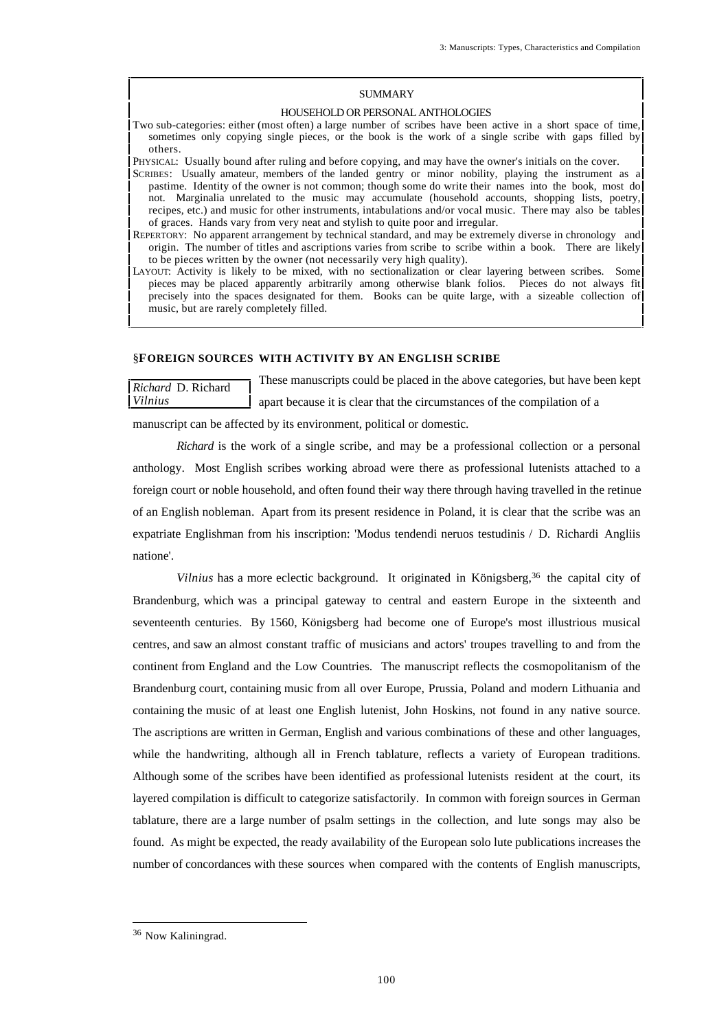SUMMARY

HOUSEHOLD OR PERSONAL ANTHOLOGIES

Two sub-categories: either (most often) a large number of scribes have been active in a short space of time, sometimes only copying single pieces, or the book is the work of a single scribe with gaps filled by others.

PHYSICAL: Usually bound after ruling and before copying, and may have the owner's initials on the cover.

SCRIBES: Usually amateur, members of the landed gentry or minor nobility, playing the instrument as a pastime. Identity of the owner is not common; though some do write their names into the book, most do not. Marginalia unrelated to the music may accumulate (household accounts, shopping lists, poetry, recipes, etc.) and music for other instruments, intabulations and/or vocal music. There may also be tables of graces. Hands vary from very neat and stylish to quite poor and irregular.

REPERTORY: No apparent arrangement by technical standard, and may be extremely diverse in chronology and origin. The number of titles and ascriptions varies from scribe to scribe within a book. There are likely to be pieces written by the owner (not necessarily very high quality).

LAYOUT: Activity is likely to be mixed, with no sectionalization or clear layering between scribes. Some pieces may be placed apparently arbitrarily among otherwise blank folios. Pieces do not always fit precisely into the spaces designated for them. Books can be quite large, with a sizeable collection of music, but are rarely completely filled.

## §FOREIGN SOURCES WITH ACTIVITY BY AN ENGLISH SCRIBE

*Richard* D. Richard
*Vilnius*

These manuscripts could be placed in the above categories, but have been kept apart because it is clear that the circumstances of the compilation of a manuscript can be affected by its environment, political or domestic.

*Richard* is the work of a single scribe, and may be a professional collection or a personal anthology. Most English scribes working abroad were there as professional lutenists attached to a foreign court or noble household, and often found their way there through having travelled in the retinue of an English nobleman. Apart from its present residence in Poland, it is clear that the scribe was an expatriate Englishman from his inscription: 'Modus tendendi neruos testudinis / D. Richardi Angliis natione'.

*Vilnius* has a more eclectic background. It originated in Königsberg,[36] the capital city of Brandenburg, which was a principal gateway to central and eastern Europe in the sixteenth and seventeenth centuries. By 1560, Königsberg had become one of Europe's most illustrious musical centres, and saw an almost constant traffic of musicians and actors' troupes travelling to and from the continent from England and the Low Countries. The manuscript reflects the cosmopolitanism of the Brandenburg court, containing music from all over Europe, Prussia, Poland and modern Lithuania and containing the music of at least one English lutenist, John Hoskins, not found in any native source. The ascriptions are written in German, English and various combinations of these and other languages, while the handwriting, although all in French tablature, reflects a variety of European traditions. Although some of the scribes have been identified as professional lutenists resident at the court, its layered compilation is difficult to categorize satisfactorily. In common with foreign sources in German tablature, there are a large number of psalm settings in the collection, and lute songs may also be found. As might be expected, the ready availability of the European solo lute publications increases the number of concordances with these sources when compared with the contents of English manuscripts,

[36] Now Kaliningrad.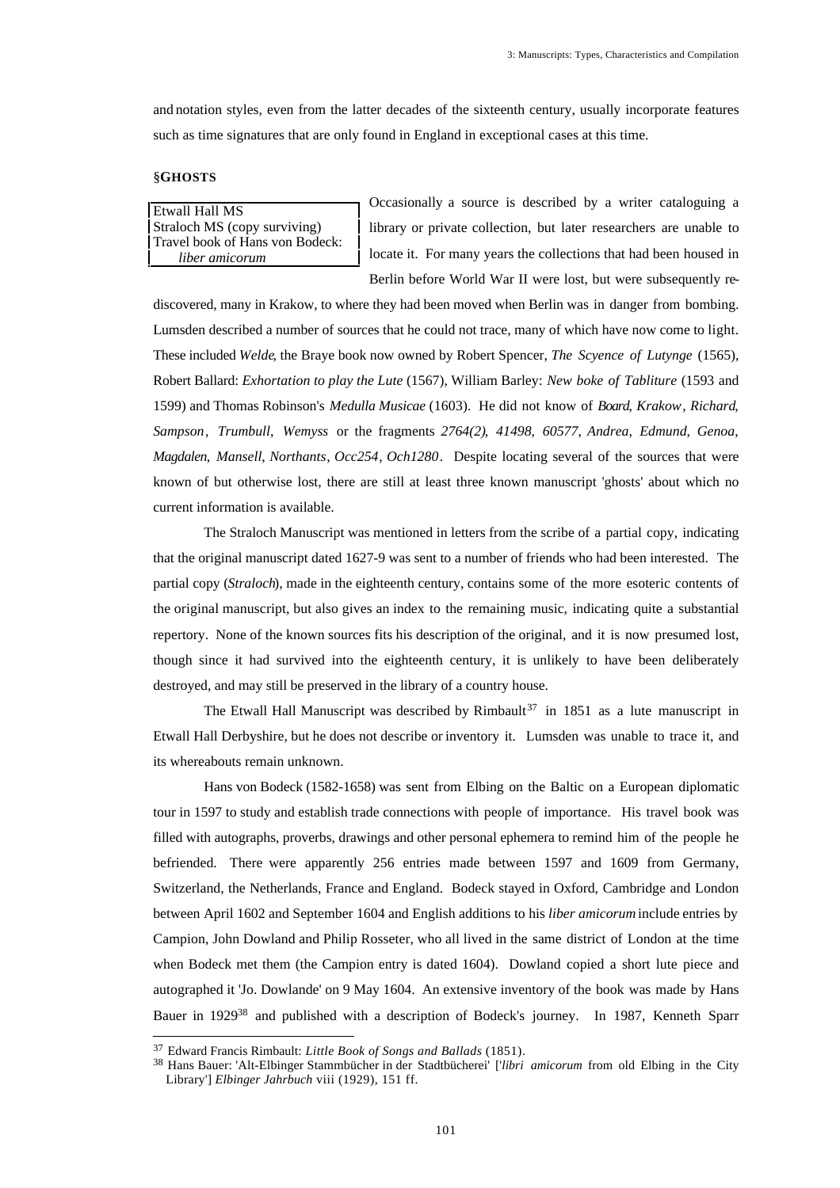and notation styles, even from the latter decades of the sixteenth century, usually incorporate features such as time signatures that are only found in England in exceptional cases at this time.

### §GHOSTS

| Etwall Hall MS |
|---|
| Straloch MS (copy surviving) |
| Travel book of Hans von Bodeck: *liber amicorum* |

Occasionally a source is described by a writer cataloguing a library or private collection, but later researchers are unable to locate it. For many years the collections that had been housed in Berlin before World War II were lost, but were subsequently re-discovered, many in Krakow, to where they had been moved when Berlin was in danger from bombing. Lumsden described a number of sources that he could not trace, many of which have now come to light. These included *Welde*, the Braye book now owned by Robert Spencer, *The Scyence of Lutynge* (1565), Robert Ballard: *Exhortation to play the Lute* (1567), William Barley: *New boke of Tabliture* (1593 and 1599) and Thomas Robinson's *Medulla Musicae* (1603). He did not know of *Board*, *Krakow*, *Richard*, *Sampson*, *Trumbull*, *Wemyss* or the fragments *2764(2)*, *41498*, *60577*, *Andrea*, *Edmund*, *Genoa*, *Magdalen*, *Mansell*, *Northants*, *Occ254*, *Och1280*. Despite locating several of the sources that were known of but otherwise lost, there are still at least three known manuscript 'ghosts' about which no current information is available.

The Straloch Manuscript was mentioned in letters from the scribe of a partial copy, indicating that the original manuscript dated 1627-9 was sent to a number of friends who had been interested. The partial copy (*Straloch*), made in the eighteenth century, contains some of the more esoteric contents of the original manuscript, but also gives an index to the remaining music, indicating quite a substantial repertory. None of the known sources fits his description of the original, and it is now presumed lost, though since it had survived into the eighteenth century, it is unlikely to have been deliberately destroyed, and may still be preserved in the library of a country house.

The Etwall Hall Manuscript was described by Rimbault[37] in 1851 as a lute manuscript in Etwall Hall Derbyshire, but he does not describe or inventory it. Lumsden was unable to trace it, and its whereabouts remain unknown.

Hans von Bodeck (1582-1658) was sent from Elbing on the Baltic on a European diplomatic tour in 1597 to study and establish trade connections with people of importance. His travel book was filled with autographs, proverbs, drawings and other personal ephemera to remind him of the people he befriended. There were apparently 256 entries made between 1597 and 1609 from Germany, Switzerland, the Netherlands, France and England. Bodeck stayed in Oxford, Cambridge and London between April 1602 and September 1604 and English additions to his *liber amicorum* include entries by Campion, John Dowland and Philip Rosseter, who all lived in the same district of London at the time when Bodeck met them (the Campion entry is dated 1604). Dowland copied a short lute piece and autographed it 'Jo. Dowlande' on 9 May 1604. An extensive inventory of the book was made by Hans Bauer in 1929[38] and published with a description of Bodeck's journey. In 1987, Kenneth Sparr

---

[37] Edward Francis Rimbault: *Little Book of Songs and Ballads* (1851).

[38] Hans Bauer: 'Alt-Elbinger Stammbücher in der Stadtbücherei' ['*libri amicorum* from old Elbing in the City Library'] *Elbinger Jahrbuch* viii (1929), 151 ff.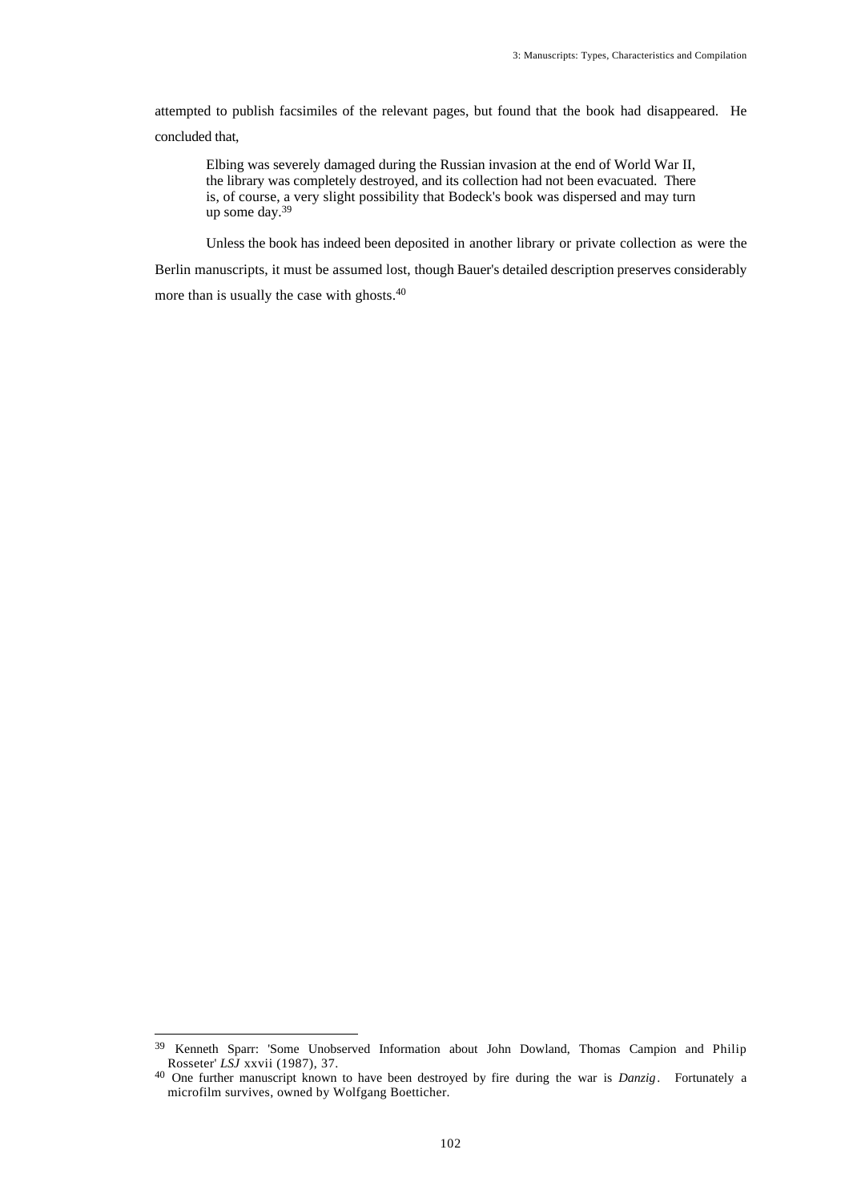attempted to publish facsimiles of the relevant pages, but found that the book had disappeared. He concluded that,

> Elbing was severely damaged during the Russian invasion at the end of World War II, the library was completely destroyed, and its collection had not been evacuated. There is, of course, a very slight possibility that Bodeck's book was dispersed and may turn up some day.[39]

Unless the book has indeed been deposited in another library or private collection as were the Berlin manuscripts, it must be assumed lost, though Bauer's detailed description preserves considerably more than is usually the case with ghosts.[40]

---

[39] Kenneth Sparr: 'Some Unobserved Information about John Dowland, Thomas Campion and Philip Rosseter' *LSJ* xxvii (1987), 37.

[40] One further manuscript known to have been destroyed by fire during the war is *Danzig*. Fortunately a microfilm survives, owned by Wolfgang Boetticher.